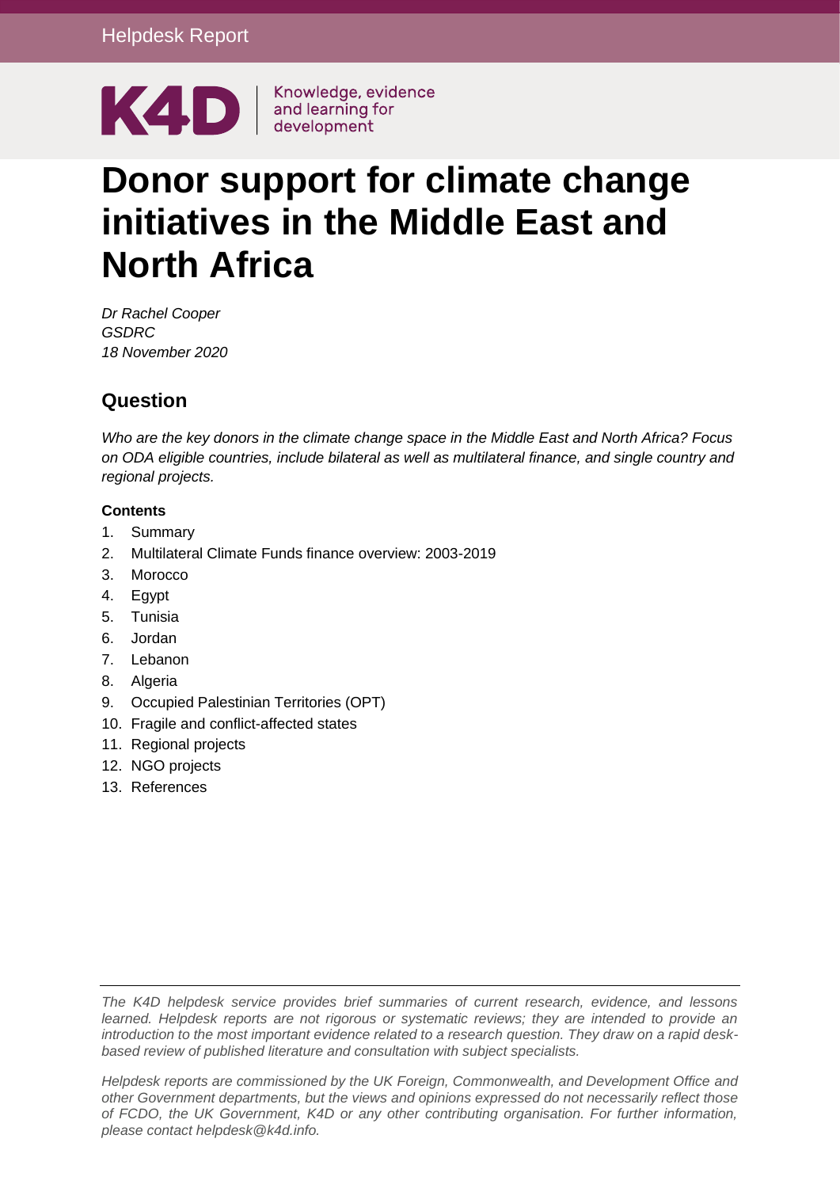Helpdesk Report

K4D | Knowledge, evidence and learning for development

# Donor support for climate change initiatives in the Middle East and North Africa

*Dr Rachel Cooper*
*GSDRC*
*18 November 2020*

## Question

*Who are the key donors in the climate change space in the Middle East and North Africa? Focus on ODA eligible countries, include bilateral as well as multilateral finance, and single country and regional projects.*

**Contents**

1. Summary
2. Multilateral Climate Funds finance overview: 2003-2019
3. Morocco
4. Egypt
5. Tunisia
6. Jordan
7. Lebanon
8. Algeria
9. Occupied Palestinian Territories (OPT)
10. Fragile and conflict-affected states
11. Regional projects
12. NGO projects
13. References

*The K4D helpdesk service provides brief summaries of current research, evidence, and lessons learned. Helpdesk reports are not rigorous or systematic reviews; they are intended to provide an introduction to the most important evidence related to a research question. They draw on a rapid desk-based review of published literature and consultation with subject specialists.*

*Helpdesk reports are commissioned by the UK Foreign, Commonwealth, and Development Office and other Government departments, but the views and opinions expressed do not necessarily reflect those of FCDO, the UK Government, K4D or any other contributing organisation. For further information, please contact helpdesk@k4d.info.*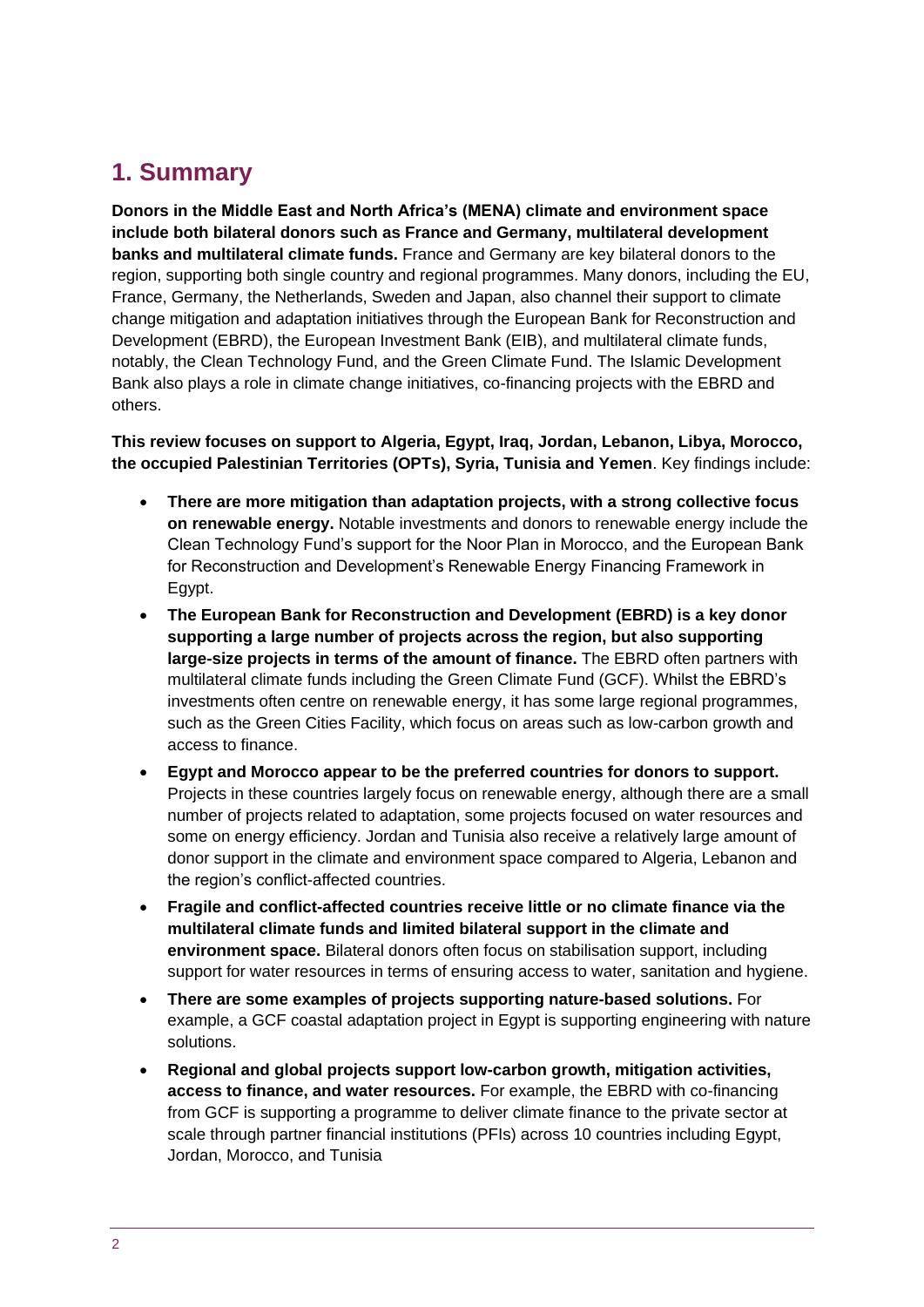## 1. Summary

**Donors in the Middle East and North Africa's (MENA) climate and environment space include both bilateral donors such as France and Germany, multilateral development banks and multilateral climate funds.** France and Germany are key bilateral donors to the region, supporting both single country and regional programmes. Many donors, including the EU, France, Germany, the Netherlands, Sweden and Japan, also channel their support to climate change mitigation and adaptation initiatives through the European Bank for Reconstruction and Development (EBRD), the European Investment Bank (EIB), and multilateral climate funds, notably, the Clean Technology Fund, and the Green Climate Fund. The Islamic Development Bank also plays a role in climate change initiatives, co-financing projects with the EBRD and others.

**This review focuses on support to Algeria, Egypt, Iraq, Jordan, Lebanon, Libya, Morocco, the occupied Palestinian Territories (OPTs), Syria, Tunisia and Yemen**. Key findings include:

- **There are more mitigation than adaptation projects, with a strong collective focus on renewable energy.** Notable investments and donors to renewable energy include the Clean Technology Fund's support for the Noor Plan in Morocco, and the European Bank for Reconstruction and Development's Renewable Energy Financing Framework in Egypt.
- **The European Bank for Reconstruction and Development (EBRD) is a key donor supporting a large number of projects across the region, but also supporting large-size projects in terms of the amount of finance.** The EBRD often partners with multilateral climate funds including the Green Climate Fund (GCF). Whilst the EBRD's investments often centre on renewable energy, it has some large regional programmes, such as the Green Cities Facility, which focus on areas such as low-carbon growth and access to finance.
- **Egypt and Morocco appear to be the preferred countries for donors to support.** Projects in these countries largely focus on renewable energy, although there are a small number of projects related to adaptation, some projects focused on water resources and some on energy efficiency. Jordan and Tunisia also receive a relatively large amount of donor support in the climate and environment space compared to Algeria, Lebanon and the region's conflict-affected countries.
- **Fragile and conflict-affected countries receive little or no climate finance via the multilateral climate funds and limited bilateral support in the climate and environment space.** Bilateral donors often focus on stabilisation support, including support for water resources in terms of ensuring access to water, sanitation and hygiene.
- **There are some examples of projects supporting nature-based solutions.** For example, a GCF coastal adaptation project in Egypt is supporting engineering with nature solutions.
- **Regional and global projects support low-carbon growth, mitigation activities, access to finance, and water resources.** For example, the EBRD with co-financing from GCF is supporting a programme to deliver climate finance to the private sector at scale through partner financial institutions (PFIs) across 10 countries including Egypt, Jordan, Morocco, and Tunisia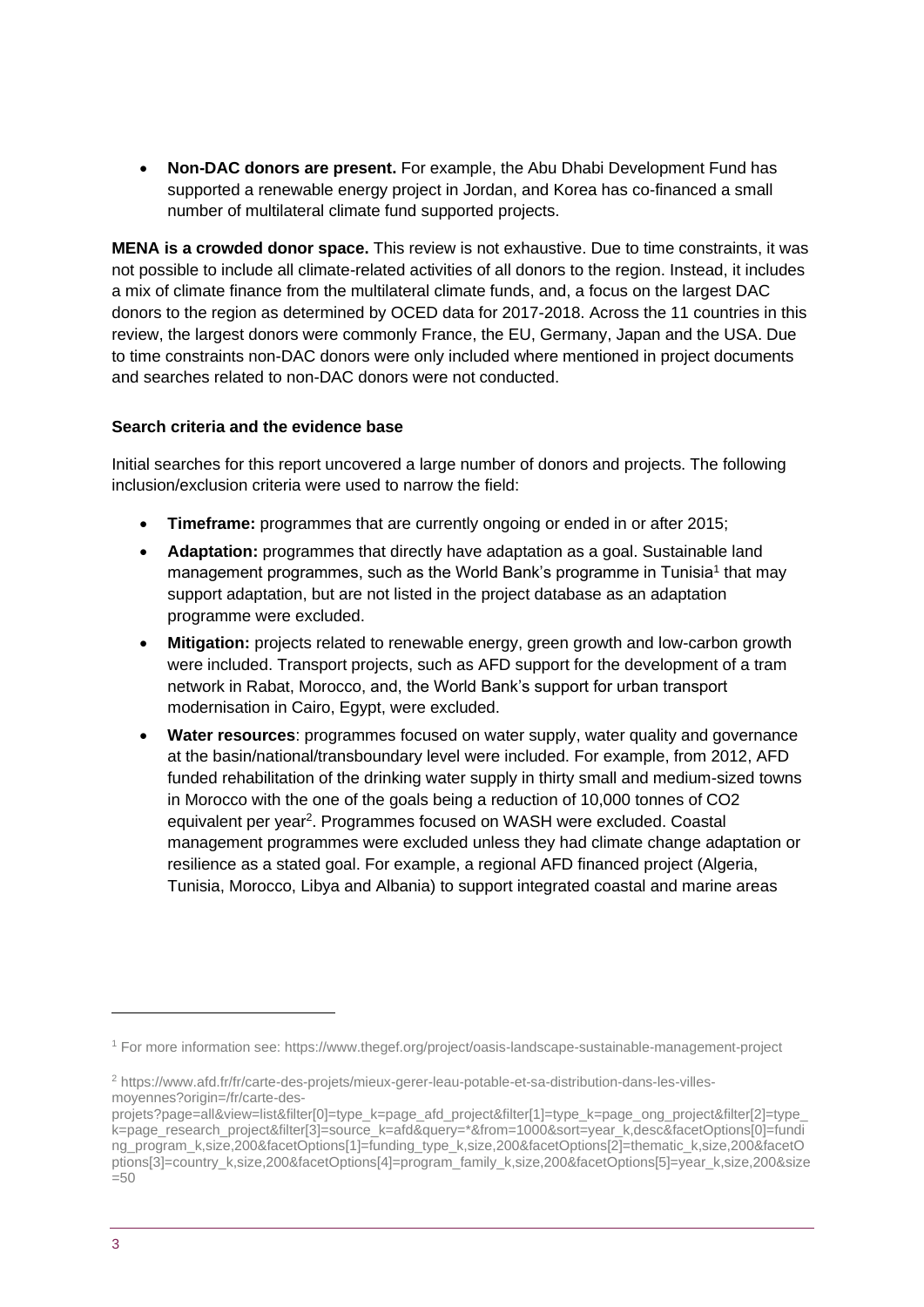- **Non-DAC donors are present.** For example, the Abu Dhabi Development Fund has supported a renewable energy project in Jordan, and Korea has co-financed a small number of multilateral climate fund supported projects.

**MENA is a crowded donor space.** This review is not exhaustive. Due to time constraints, it was not possible to include all climate-related activities of all donors to the region. Instead, it includes a mix of climate finance from the multilateral climate funds, and, a focus on the largest DAC donors to the region as determined by OCED data for 2017-2018. Across the 11 countries in this review, the largest donors were commonly France, the EU, Germany, Japan and the USA. Due to time constraints non-DAC donors were only included where mentioned in project documents and searches related to non-DAC donors were not conducted.

**Search criteria and the evidence base**

Initial searches for this report uncovered a large number of donors and projects. The following inclusion/exclusion criteria were used to narrow the field:

- **Timeframe:** programmes that are currently ongoing or ended in or after 2015;
- **Adaptation:** programmes that directly have adaptation as a goal. Sustainable land management programmes, such as the World Bank's programme in Tunisia[1] that may support adaptation, but are not listed in the project database as an adaptation programme were excluded.
- **Mitigation:** projects related to renewable energy, green growth and low-carbon growth were included. Transport projects, such as AFD support for the development of a tram network in Rabat, Morocco, and, the World Bank's support for urban transport modernisation in Cairo, Egypt, were excluded.
- **Water resources**: programmes focused on water supply, water quality and governance at the basin/national/transboundary level were included. For example, from 2012, AFD funded rehabilitation of the drinking water supply in thirty small and medium-sized towns in Morocco with the one of the goals being a reduction of 10,000 tonnes of CO2 equivalent per year[2]. Programmes focused on WASH were excluded. Coastal management programmes were excluded unless they had climate change adaptation or resilience as a stated goal. For example, a regional AFD financed project (Algeria, Tunisia, Morocco, Libya and Albania) to support integrated coastal and marine areas

---

[1] For more information see: https://www.thegef.org/project/oasis-landscape-sustainable-management-project

[2] https://www.afd.fr/fr/carte-des-projets/mieux-gerer-leau-potable-et-sa-distribution-dans-les-villes-moyennes?origin=/fr/carte-des-projets?page=all&view=list&filter[0]=type_k=page_afd_project&filter[1]=type_k=page_ong_project&filter[2]=type_k=page_research_project&filter[3]=source_k=afd&query=*&from=1000&sort=year_k,desc&facetOptions[0]=funding_program_k,size,200&facetOptions[1]=funding_type_k,size,200&facetOptions[2]=thematic_k,size,200&facetOptions[3]=country_k,size,200&facetOptions[4]=program_family_k,size,200&facetOptions[5]=year_k,size,200&size=50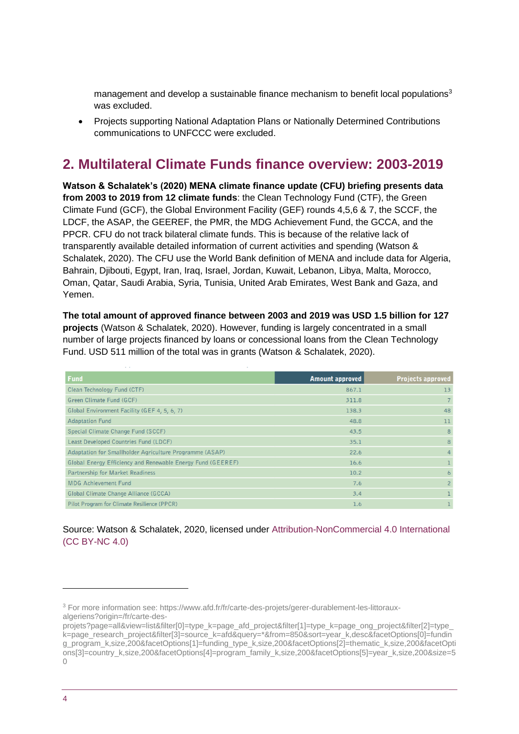management and develop a sustainable finance mechanism to benefit local populations[3] was excluded.

- Projects supporting National Adaptation Plans or Nationally Determined Contributions communications to UNFCCC were excluded.

## 2. Multilateral Climate Funds finance overview: 2003-2019

**Watson & Schalatek's (2020) MENA climate finance update (CFU) briefing presents data from 2003 to 2019 from 12 climate funds**: the Clean Technology Fund (CTF), the Green Climate Fund (GCF), the Global Environment Facility (GEF) rounds 4,5,6 & 7, the SCCF, the LDCF, the ASAP, the GEEREF, the PMR, the MDG Achievement Fund, the GCCA, and the PPCR. CFU do not track bilateral climate funds. This is because of the relative lack of transparently available detailed information of current activities and spending (Watson & Schalatek, 2020). The CFU use the World Bank definition of MENA and include data for Algeria, Bahrain, Djibouti, Egypt, Iran, Iraq, Israel, Jordan, Kuwait, Lebanon, Libya, Malta, Morocco, Oman, Qatar, Saudi Arabia, Syria, Tunisia, United Arab Emirates, West Bank and Gaza, and Yemen.

**The total amount of approved finance between 2003 and 2019 was USD 1.5 billion for 127 projects** (Watson & Schalatek, 2020). However, funding is largely concentrated in a small number of large projects financed by loans or concessional loans from the Clean Technology Fund. USD 511 million of the total was in grants (Watson & Schalatek, 2020).

| Fund | Amount approved | Projects approved |
|---|---|---|
| Clean Technology Fund (CTF) | 867.1 | 13 |
| Green Climate Fund (GCF) | 311.8 | 7 |
| Global Environment Facility (GEF 4, 5, 6, 7) | 138.3 | 48 |
| Adaptation Fund | 48.8 | 11 |
| Special Climate Change Fund (SCCF) | 43.5 | 8 |
| Least Developed Countries Fund (LDCF) | 35.1 | 8 |
| Adaptation for Smallholder Agriculture Programme (ASAP) | 22.6 | 4 |
| Global Energy Efficiency and Renewable Energy Fund (GEEREF) | 16.6 | 1 |
| Partnership for Market Readiness | 10.2 | 6 |
| MDG Achievement Fund | 7.6 | 2 |
| Global Climate Change Alliance (GCCA) | 3.4 | 1 |
| Pilot Program for Climate Resilience (PPCR) | 1.6 | 1 |

Source: Watson & Schalatek, 2020, licensed under Attribution-NonCommercial 4.0 International (CC BY-NC 4.0)

[3] For more information see: https://www.afd.fr/fr/carte-des-projets/gerer-durablement-les-littoraux-algeriens?origin=/fr/carte-des-projets?page=all&view=list&filter[0]=type_k=page_afd_project&filter[1]=type_k=page_ong_project&filter[2]=type_k=page_research_project&filter[3]=source_k=afd&query=*&from=850&sort=year_k,desc&facetOptions[0]=funding_program_k,size,200&facetOptions[1]=funding_type_k,size,200&facetOptions[2]=thematic_k,size,200&facetOptions[3]=country_k,size,200&facetOptions[4]=program_family_k,size,200&facetOptions[5]=year_k,size,200&size=50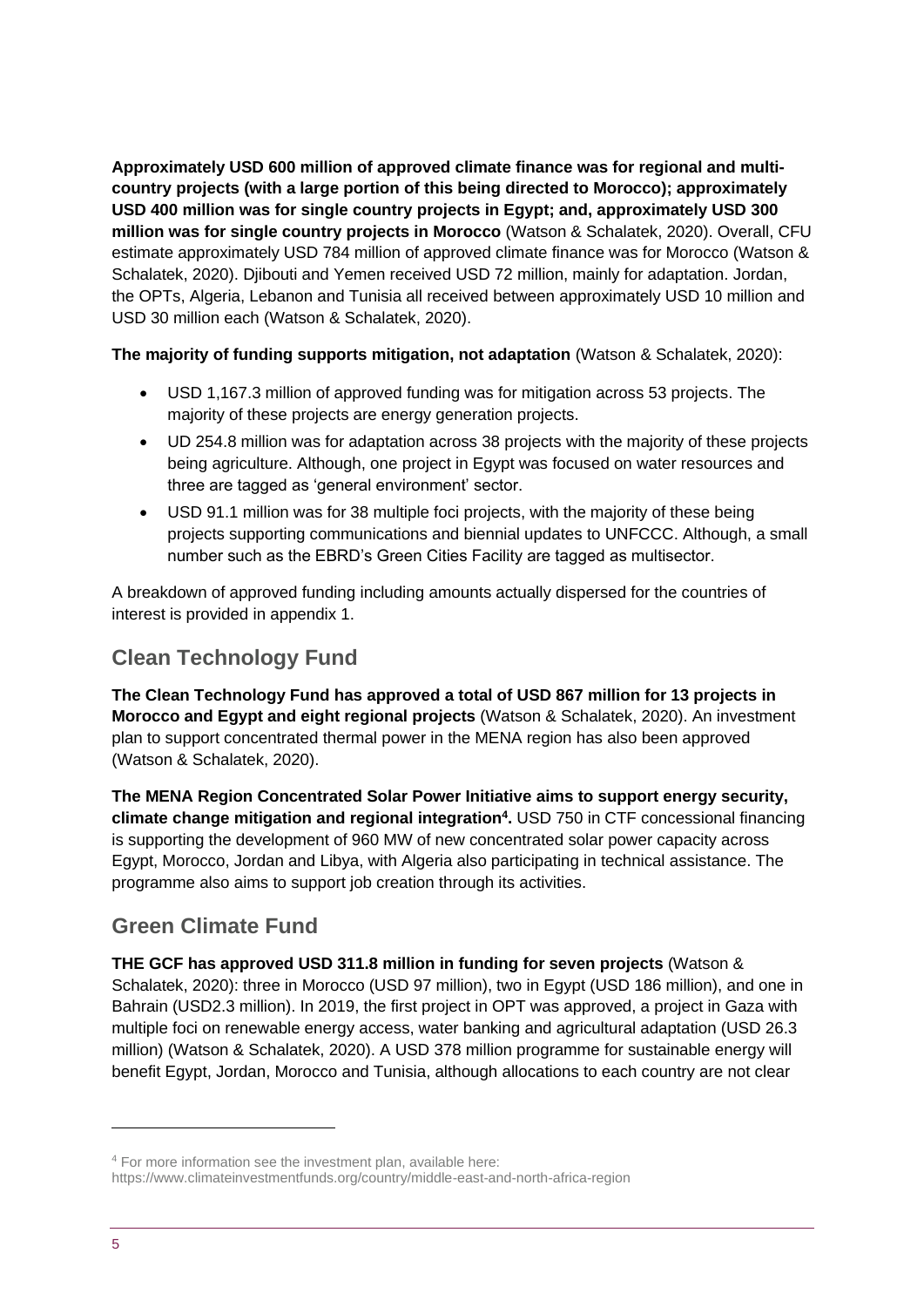**Approximately USD 600 million of approved climate finance was for regional and multi-country projects (with a large portion of this being directed to Morocco); approximately USD 400 million was for single country projects in Egypt; and, approximately USD 300 million was for single country projects in Morocco** (Watson & Schalatek, 2020). Overall, CFU estimate approximately USD 784 million of approved climate finance was for Morocco (Watson & Schalatek, 2020). Djibouti and Yemen received USD 72 million, mainly for adaptation. Jordan, the OPTs, Algeria, Lebanon and Tunisia all received between approximately USD 10 million and USD 30 million each (Watson & Schalatek, 2020).

**The majority of funding supports mitigation, not adaptation** (Watson & Schalatek, 2020):

- USD 1,167.3 million of approved funding was for mitigation across 53 projects. The majority of these projects are energy generation projects.
- UD 254.8 million was for adaptation across 38 projects with the majority of these projects being agriculture. Although, one project in Egypt was focused on water resources and three are tagged as 'general environment' sector.
- USD 91.1 million was for 38 multiple foci projects, with the majority of these being projects supporting communications and biennial updates to UNFCCC. Although, a small number such as the EBRD's Green Cities Facility are tagged as multisector.

A breakdown of approved funding including amounts actually dispersed for the countries of interest is provided in appendix 1.

## Clean Technology Fund

**The Clean Technology Fund has approved a total of USD 867 million for 13 projects in Morocco and Egypt and eight regional projects** (Watson & Schalatek, 2020). An investment plan to support concentrated thermal power in the MENA region has also been approved (Watson & Schalatek, 2020).

**The MENA Region Concentrated Solar Power Initiative aims to support energy security, climate change mitigation and regional integration[4].** USD 750 in CTF concessional financing is supporting the development of 960 MW of new concentrated solar power capacity across Egypt, Morocco, Jordan and Libya, with Algeria also participating in technical assistance. The programme also aims to support job creation through its activities.

## Green Climate Fund

**THE GCF has approved USD 311.8 million in funding for seven projects** (Watson & Schalatek, 2020): three in Morocco (USD 97 million), two in Egypt (USD 186 million), and one in Bahrain (USD2.3 million). In 2019, the first project in OPT was approved, a project in Gaza with multiple foci on renewable energy access, water banking and agricultural adaptation (USD 26.3 million) (Watson & Schalatek, 2020). A USD 378 million programme for sustainable energy will benefit Egypt, Jordan, Morocco and Tunisia, although allocations to each country are not clear

---

[4] For more information see the investment plan, available here: https://www.climateinvestmentfunds.org/country/middle-east-and-north-africa-region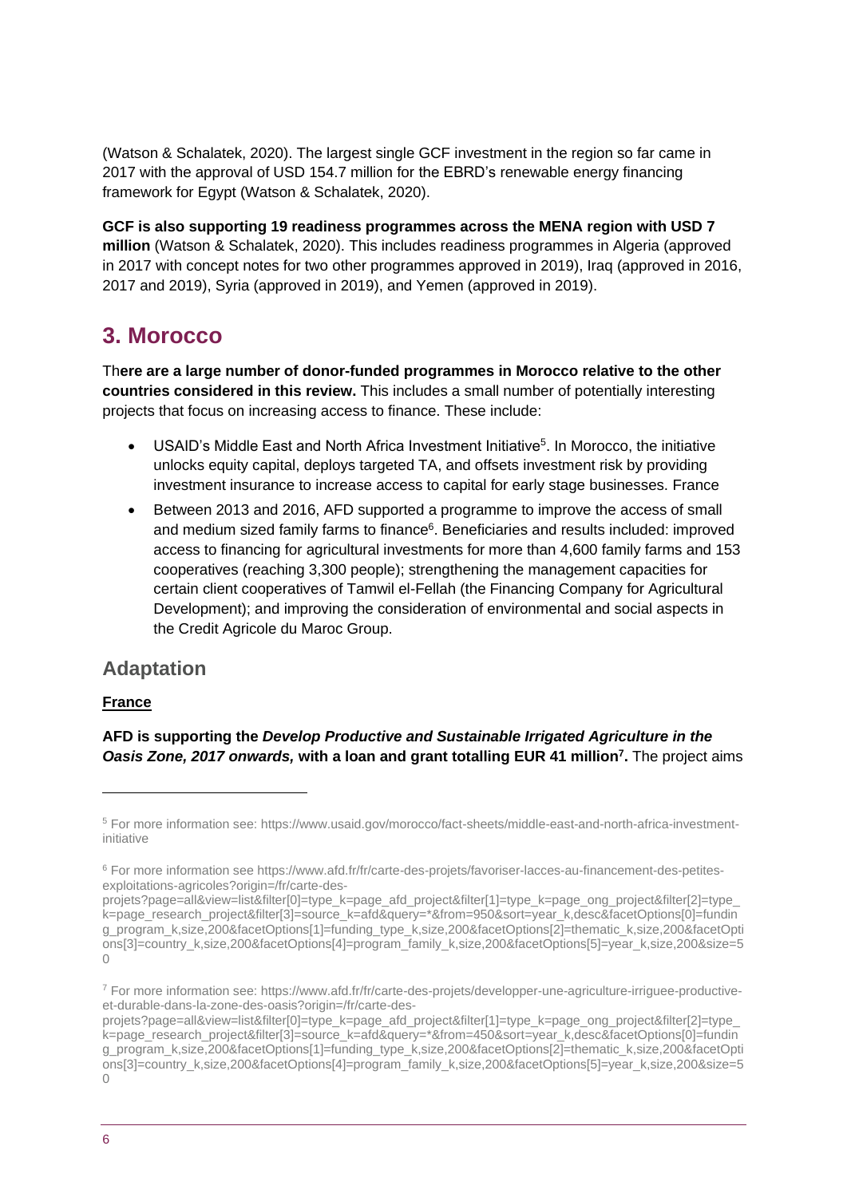(Watson & Schalatek, 2020). The largest single GCF investment in the region so far came in 2017 with the approval of USD 154.7 million for the EBRD's renewable energy financing framework for Egypt (Watson & Schalatek, 2020).

**GCF is also supporting 19 readiness programmes across the MENA region with USD 7 million** (Watson & Schalatek, 2020). This includes readiness programmes in Algeria (approved in 2017 with concept notes for two other programmes approved in 2019), Iraq (approved in 2016, 2017 and 2019), Syria (approved in 2019), and Yemen (approved in 2019).

## 3. Morocco

Th**ere are a large number of donor-funded programmes in Morocco relative to the other countries considered in this review.** This includes a small number of potentially interesting projects that focus on increasing access to finance. These include:

- USAID's Middle East and North Africa Investment Initiative[5]. In Morocco, the initiative unlocks equity capital, deploys targeted TA, and offsets investment risk by providing investment insurance to increase access to capital for early stage businesses. France
- Between 2013 and 2016, AFD supported a programme to improve the access of small and medium sized family farms to finance[6]. Beneficiaries and results included: improved access to financing for agricultural investments for more than 4,600 family farms and 153 cooperatives (reaching 3,300 people); strengthening the management capacities for certain client cooperatives of Tamwil el-Fellah (the Financing Company for Agricultural Development); and improving the consideration of environmental and social aspects in the Credit Agricole du Maroc Group.

### Adaptation

**France**

**AFD is supporting the *Develop Productive and Sustainable Irrigated Agriculture in the Oasis Zone, 2017 onwards,* with a loan and grant totalling EUR 41 million[7].** The project aims

---

[5] For more information see: https://www.usaid.gov/morocco/fact-sheets/middle-east-and-north-africa-investment-initiative

[6] For more information see https://www.afd.fr/fr/carte-des-projets/favoriser-lacces-au-financement-des-petites-exploitations-agricoles?origin=/fr/carte-des-projets?page=all&view=list&filter[0]=type_k=page_afd_project&filter[1]=type_k=page_ong_project&filter[2]=type_k=page_research_project&filter[3]=source_k=afd&query=*&from=950&sort=year_k,desc&facetOptions[0]=funding_program_k,size,200&facetOptions[1]=funding_type_k,size,200&facetOptions[2]=thematic_k,size,200&facetOptions[3]=country_k,size,200&facetOptions[4]=program_family_k,size,200&facetOptions[5]=year_k,size,200&size=50

[7] For more information see: https://www.afd.fr/fr/carte-des-projets/developper-une-agriculture-irriguee-productive-et-durable-dans-la-zone-des-oasis?origin=/fr/carte-des-projets?page=all&view=list&filter[0]=type_k=page_afd_project&filter[1]=type_k=page_ong_project&filter[2]=type_k=page_research_project&filter[3]=source_k=afd&query=*&from=450&sort=year_k,desc&facetOptions[0]=funding_program_k,size,200&facetOptions[1]=funding_type_k,size,200&facetOptions[2]=thematic_k,size,200&facetOptions[3]=country_k,size,200&facetOptions[4]=program_family_k,size,200&facetOptions[5]=year_k,size,200&size=50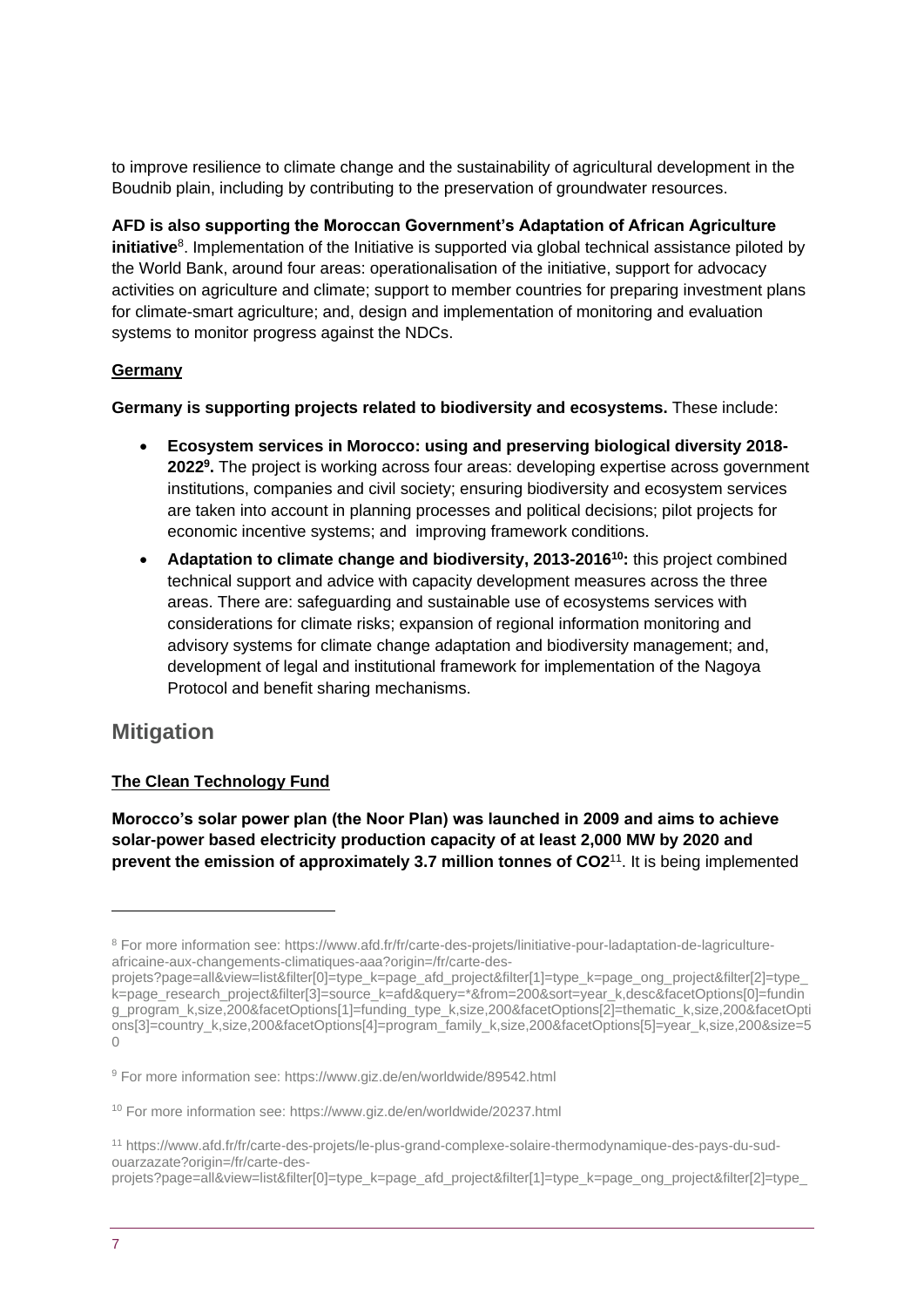to improve resilience to climate change and the sustainability of agricultural development in the Boudnib plain, including by contributing to the preservation of groundwater resources.

**AFD is also supporting the Moroccan Government's Adaptation of African Agriculture initiative**[8]. Implementation of the Initiative is supported via global technical assistance piloted by the World Bank, around four areas: operationalisation of the initiative, support for advocacy activities on agriculture and climate; support to member countries for preparing investment plans for climate-smart agriculture; and, design and implementation of monitoring and evaluation systems to monitor progress against the NDCs.

**Germany**

**Germany is supporting projects related to biodiversity and ecosystems.** These include:

- **Ecosystem services in Morocco: using and preserving biological diversity 2018-2022[9].** The project is working across four areas: developing expertise across government institutions, companies and civil society; ensuring biodiversity and ecosystem services are taken into account in planning processes and political decisions; pilot projects for economic incentive systems; and improving framework conditions.
- **Adaptation to climate change and biodiversity, 2013-2016[10]:** this project combined technical support and advice with capacity development measures across the three areas. There are: safeguarding and sustainable use of ecosystems services with considerations for climate risks; expansion of regional information monitoring and advisory systems for climate change adaptation and biodiversity management; and, development of legal and institutional framework for implementation of the Nagoya Protocol and benefit sharing mechanisms.

## Mitigation

**The Clean Technology Fund**

**Morocco's solar power plan (the Noor Plan) was launched in 2009 and aims to achieve solar-power based electricity production capacity of at least 2,000 MW by 2020 and prevent the emission of approximately 3.7 million tonnes of $CO_2$**[11]. It is being implemented

---

[8] For more information see: https://www.afd.fr/fr/carte-des-projets/linitiative-pour-ladaptation-de-lagriculture-africaine-aux-changements-climatiques-aaa?origin=/fr/carte-des-projets?page=all&view=list&filter[0]=type_k=page_afd_project&filter[1]=type_k=page_ong_project&filter[2]=type_k=page_research_project&filter[3]=source_k=afd&query=*&from=200&sort=year_k,desc&facetOptions[0]=funding_program_k,size,200&facetOptions[1]=funding_type_k,size,200&facetOptions[2]=thematic_k,size,200&facetOptions[3]=country_k,size,200&facetOptions[4]=program_family_k,size,200&facetOptions[5]=year_k,size,200&size=50

[9] For more information see: https://www.giz.de/en/worldwide/89542.html

[10] For more information see: https://www.giz.de/en/worldwide/20237.html

[11] https://www.afd.fr/fr/carte-des-projets/le-plus-grand-complexe-solaire-thermodynamique-des-pays-du-sud-ouarzazate?origin=/fr/carte-des-projets?page=all&view=list&filter[0]=type_k=page_afd_project&filter[1]=type_k=page_ong_project&filter[2]=type_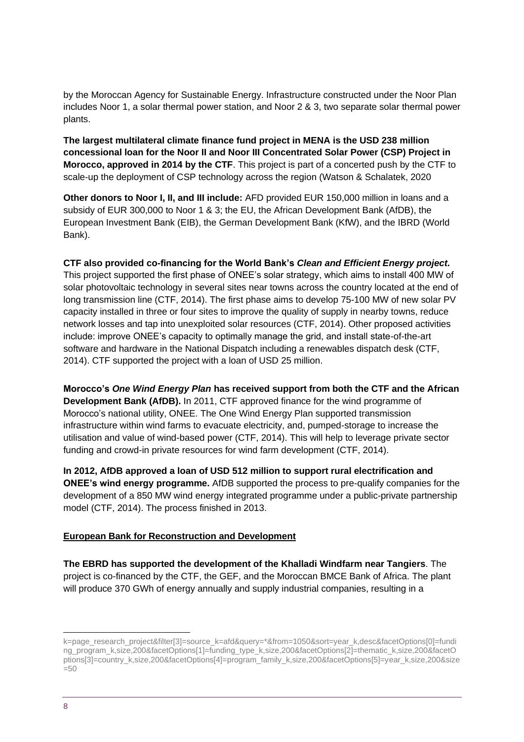by the Moroccan Agency for Sustainable Energy. Infrastructure constructed under the Noor Plan includes Noor 1, a solar thermal power station, and Noor 2 & 3, two separate solar thermal power plants.

**The largest multilateral climate finance fund project in MENA is the USD 238 million concessional loan for the Noor II and Noor III Concentrated Solar Power (CSP) Project in Morocco, approved in 2014 by the CTF**. This project is part of a concerted push by the CTF to scale-up the deployment of CSP technology across the region (Watson & Schalatek, 2020

**Other donors to Noor I, II, and III include:** AFD provided EUR 150,000 million in loans and a subsidy of EUR 300,000 to Noor 1 & 3; the EU, the African Development Bank (AfDB), the European Investment Bank (EIB), the German Development Bank (KfW), and the IBRD (World Bank).

**CTF also provided co-financing for the World Bank's *Clean and Efficient Energy project.*** This project supported the first phase of ONEE's solar strategy, which aims to install 400 MW of solar photovoltaic technology in several sites near towns across the country located at the end of long transmission line (CTF, 2014). The first phase aims to develop 75-100 MW of new solar PV capacity installed in three or four sites to improve the quality of supply in nearby towns, reduce network losses and tap into unexploited solar resources (CTF, 2014). Other proposed activities include: improve ONEE's capacity to optimally manage the grid, and install state-of-the-art software and hardware in the National Dispatch including a renewables dispatch desk (CTF, 2014). CTF supported the project with a loan of USD 25 million.

**Morocco's *One Wind Energy Plan* has received support from both the CTF and the African Development Bank (AfDB).** In 2011, CTF approved finance for the wind programme of Morocco's national utility, ONEE. The One Wind Energy Plan supported transmission infrastructure within wind farms to evacuate electricity, and, pumped-storage to increase the utilisation and value of wind-based power (CTF, 2014). This will help to leverage private sector funding and crowd-in private resources for wind farm development (CTF, 2014).

**In 2012, AfDB approved a loan of USD 512 million to support rural electrification and ONEE's wind energy programme.** AfDB supported the process to pre-qualify companies for the development of a 850 MW wind energy integrated programme under a public-private partnership model (CTF, 2014). The process finished in 2013.

**<u>European Bank for Reconstruction and Development</u>**

**The EBRD has supported the development of the Khalladi Windfarm near Tangiers**. The project is co-financed by the CTF, the GEF, and the Moroccan BMCE Bank of Africa. The plant will produce 370 GWh of energy annually and supply industrial companies, resulting in a

k=page_research_project&filter[3]=source_k=afd&query=*&from=1050&sort=year_k,desc&facetOptions[0]=funding_program_k,size,200&facetOptions[1]=funding_type_k,size,200&facetOptions[2]=thematic_k,size,200&facetOptions[3]=country_k,size,200&facetOptions[4]=program_family_k,size,200&facetOptions[5]=year_k,size,200&size=50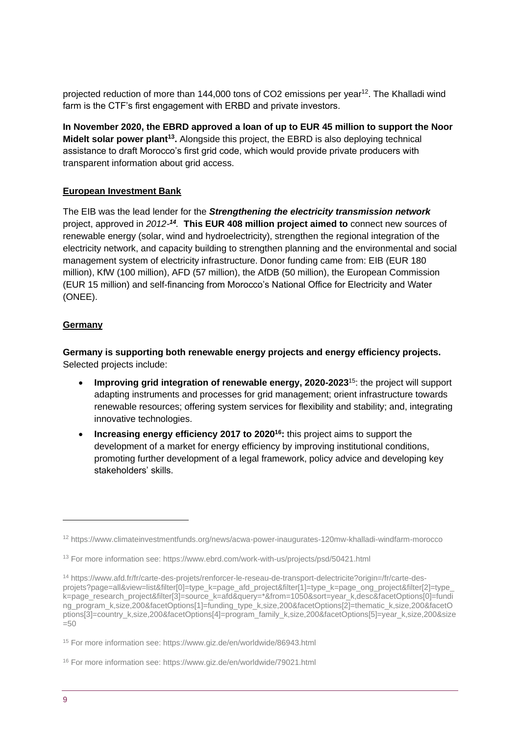projected reduction of more than 144,000 tons of $CO_2$ emissions per year[12]. The Khalladi wind farm is the CTF's first engagement with ERBD and private investors.

**In November 2020, the EBRD approved a loan of up to EUR 45 million to support the Noor Midelt solar power plant[13].** Alongside this project, the EBRD is also deploying technical assistance to draft Morocco's first grid code, which would provide private producers with transparent information about grid access.

**European Investment Bank**

The EIB was the lead lender for the ***Strengthening the electricity transmission network*** project, approved in *2012*-[14]. **This EUR 408 million project aimed to** connect new sources of renewable energy (solar, wind and hydroelectricity), strengthen the regional integration of the electricity network, and capacity building to strengthen planning and the environmental and social management system of electricity infrastructure. Donor funding came from: EIB (EUR 180 million), KfW (100 million), AFD (57 million), the AfDB (50 million), the European Commission (EUR 15 million) and self-financing from Morocco's National Office for Electricity and Water (ONEE).

**Germany**

**Germany is supporting both renewable energy projects and energy efficiency projects.** Selected projects include:

- **Improving grid integration of renewable energy, 2020-2023**[15]: the project will support adapting instruments and processes for grid management; orient infrastructure towards renewable resources; offering system services for flexibility and stability; and, integrating innovative technologies.
- **Increasing energy efficiency 2017 to 2020[16]:** this project aims to support the development of a market for energy efficiency by improving institutional conditions, promoting further development of a legal framework, policy advice and developing key stakeholders' skills.

---

[12] https://www.climateinvestmentfunds.org/news/acwa-power-inaugurates-120mw-khalladi-windfarm-morocco

[13] For more information see: https://www.ebrd.com/work-with-us/projects/psd/50421.html

[14] https://www.afd.fr/fr/carte-des-projets/renforcer-le-reseau-de-transport-delectricite?origin=/fr/carte-des-projets?page=all&view=list&filter[0]=type_k=page_afd_project&filter[1]=type_k=page_ong_project&filter[2]=type_k=page_research_project&filter[3]=source_k=afd&query=*&from=1050&sort=year_k,desc&facetOptions[0]=funding_program_k,size,200&facetOptions[1]=funding_type_k,size,200&facetOptions[2]=thematic_k,size,200&facetOptions[3]=country_k,size,200&facetOptions[4]=program_family_k,size,200&facetOptions[5]=year_k,size,200&size=50

[15] For more information see: https://www.giz.de/en/worldwide/86943.html

[16] For more information see: https://www.giz.de/en/worldwide/79021.html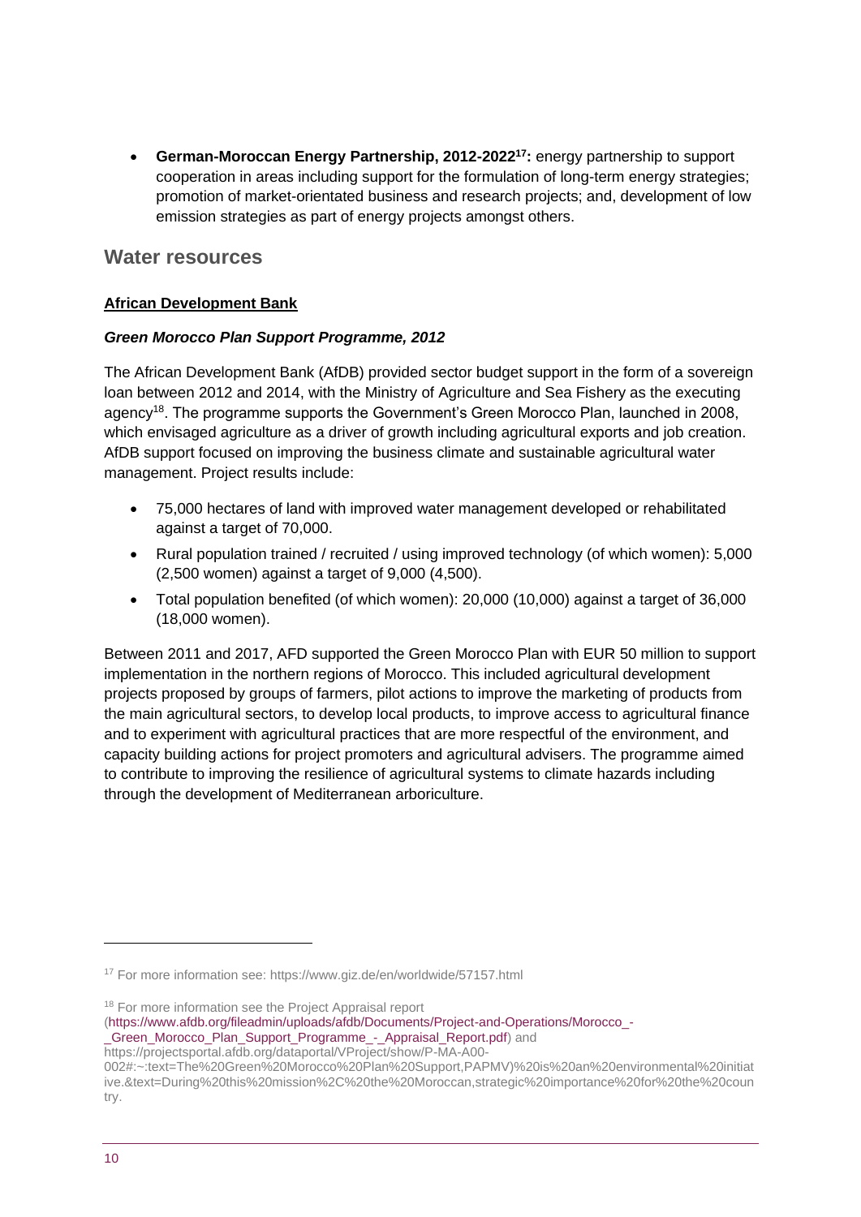- **German-Moroccan Energy Partnership, 2012-2022[17]:** energy partnership to support cooperation in areas including support for the formulation of long-term energy strategies; promotion of market-orientated business and research projects; and, development of low emission strategies as part of energy projects amongst others.

## Water resources

**African Development Bank**

***Green Morocco Plan Support Programme, 2012***

The African Development Bank (AfDB) provided sector budget support in the form of a sovereign loan between 2012 and 2014, with the Ministry of Agriculture and Sea Fishery as the executing agency[18]. The programme supports the Government's Green Morocco Plan, launched in 2008, which envisaged agriculture as a driver of growth including agricultural exports and job creation. AfDB support focused on improving the business climate and sustainable agricultural water management. Project results include:

- 75,000 hectares of land with improved water management developed or rehabilitated against a target of 70,000.
- Rural population trained / recruited / using improved technology (of which women): 5,000 (2,500 women) against a target of 9,000 (4,500).
- Total population benefited (of which women): 20,000 (10,000) against a target of 36,000 (18,000 women).

Between 2011 and 2017, AFD supported the Green Morocco Plan with EUR 50 million to support implementation in the northern regions of Morocco. This included agricultural development projects proposed by groups of farmers, pilot actions to improve the marketing of products from the main agricultural sectors, to develop local products, to improve access to agricultural finance and to experiment with agricultural practices that are more respectful of the environment, and capacity building actions for project promoters and agricultural advisers. The programme aimed to contribute to improving the resilience of agricultural systems to climate hazards including through the development of Mediterranean arboriculture.

---

[17] For more information see: https://www.giz.de/en/worldwide/57157.html

[18] For more information see the Project Appraisal report (https://www.afdb.org/fileadmin/uploads/afdb/Documents/Project-and-Operations/Morocco_-_Green_Morocco_Plan_Support_Programme_-_Appraisal_Report.pdf) and https://projectsportal.afdb.org/dataportal/VProject/show/P-MA-A00-002#:~:text=The%20Green%20Morocco%20Plan%20Support,PAPMV)%20is%20an%20environmental%20initiative.&text=During%20this%20mission%2C%20the%20Moroccan,strategic%20importance%20for%20the%20country.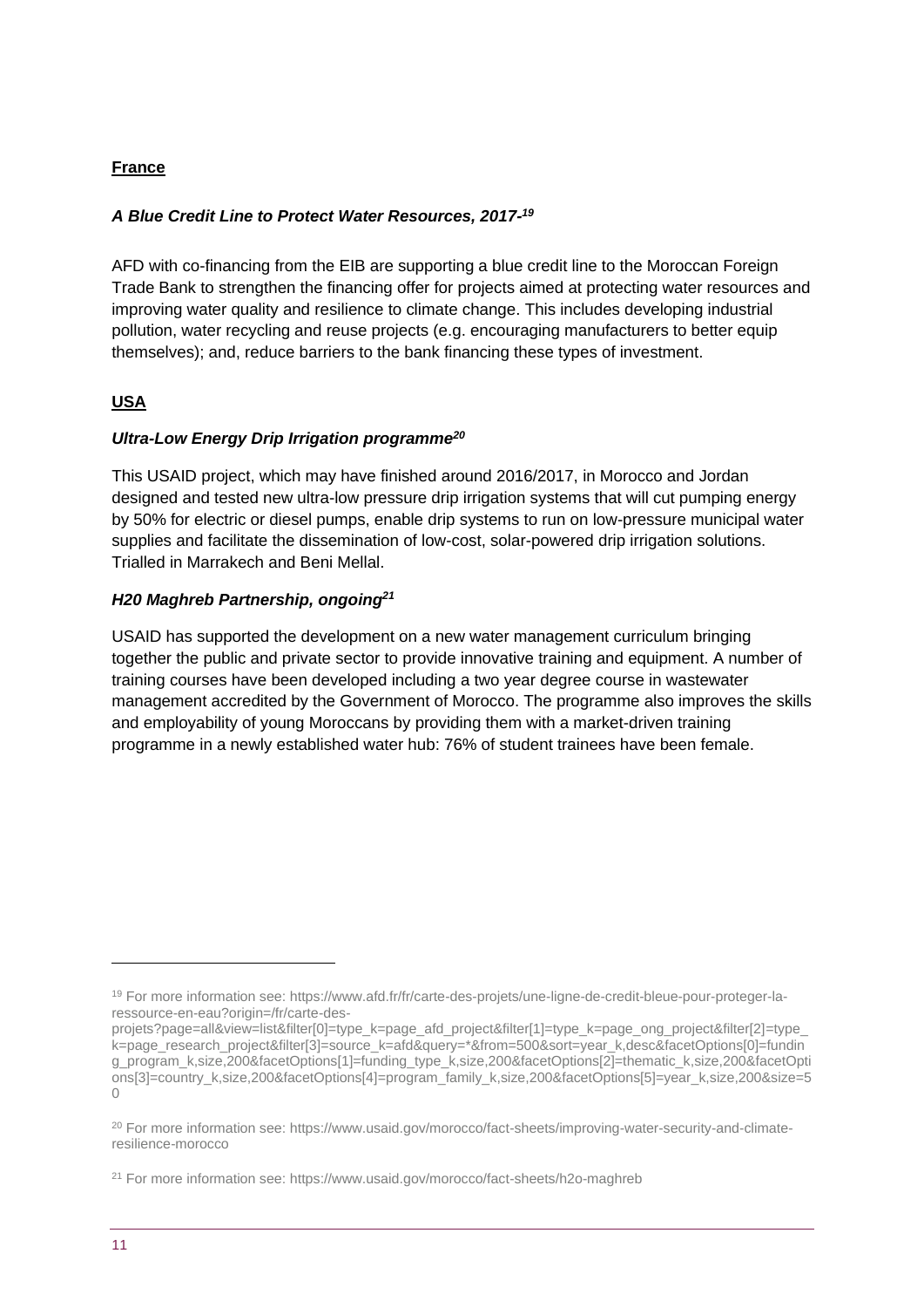**France**

***A Blue Credit Line to Protect Water Resources, 2017-*** [19]

AFD with co-financing from the EIB are supporting a blue credit line to the Moroccan Foreign Trade Bank to strengthen the financing offer for projects aimed at protecting water resources and improving water quality and resilience to climate change. This includes developing industrial pollution, water recycling and reuse projects (e.g. encouraging manufacturers to better equip themselves); and, reduce barriers to the bank financing these types of investment.

**USA**

***Ultra-Low Energy Drip Irrigation programme*** [20]

This USAID project, which may have finished around 2016/2017, in Morocco and Jordan designed and tested new ultra-low pressure drip irrigation systems that will cut pumping energy by 50% for electric or diesel pumps, enable drip systems to run on low-pressure municipal water supplies and facilitate the dissemination of low-cost, solar-powered drip irrigation solutions. Trialled in Marrakech and Beni Mellal.

***H20 Maghreb Partnership, ongoing*** [21]

USAID has supported the development on a new water management curriculum bringing together the public and private sector to provide innovative training and equipment. A number of training courses have been developed including a two year degree course in wastewater management accredited by the Government of Morocco. The programme also improves the skills and employability of young Moroccans by providing them with a market-driven training programme in a newly established water hub: 76% of student trainees have been female.

---

[19] For more information see: https://www.afd.fr/fr/carte-des-projets/une-ligne-de-credit-bleue-pour-proteger-la-ressource-en-eau?origin=/fr/carte-des-projets?page=all&view=list&filter[0]=type_k=page_afd_project&filter[1]=type_k=page_ong_project&filter[2]=type_k=page_research_project&filter[3]=source_k=afd&query=*&from=500&sort=year_k,desc&facetOptions[0]=funding_program_k,size,200&facetOptions[1]=funding_type_k,size,200&facetOptions[2]=thematic_k,size,200&facetOptions[3]=country_k,size,200&facetOptions[4]=program_family_k,size,200&facetOptions[5]=year_k,size,200&size=50

[20] For more information see: https://www.usaid.gov/morocco/fact-sheets/improving-water-security-and-climate-resilience-morocco

[21] For more information see: https://www.usaid.gov/morocco/fact-sheets/h2o-maghreb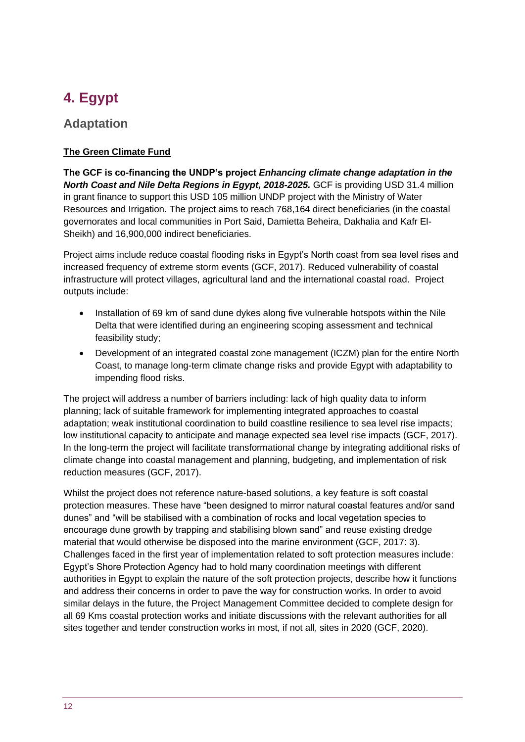# 4. Egypt

## Adaptation

### <u>The Green Climate Fund</u>

**The GCF is co-financing the UNDP's project *Enhancing climate change adaptation in the North Coast and Nile Delta Regions in Egypt, 2018-2025.*** GCF is providing USD 31.4 million in grant finance to support this USD 105 million UNDP project with the Ministry of Water Resources and Irrigation. The project aims to reach 768,164 direct beneficiaries (in the coastal governorates and local communities in Port Said, Damietta Beheira, Dakhalia and Kafr El-Sheikh) and 16,900,000 indirect beneficiaries.

Project aims include reduce coastal flooding risks in Egypt's North coast from sea level rises and increased frequency of extreme storm events (GCF, 2017). Reduced vulnerability of coastal infrastructure will protect villages, agricultural land and the international coastal road. Project outputs include:

- Installation of 69 km of sand dune dykes along five vulnerable hotspots within the Nile Delta that were identified during an engineering scoping assessment and technical feasibility study;
- Development of an integrated coastal zone management (ICZM) plan for the entire North Coast, to manage long-term climate change risks and provide Egypt with adaptability to impending flood risks.

The project will address a number of barriers including: lack of high quality data to inform planning; lack of suitable framework for implementing integrated approaches to coastal adaptation; weak institutional coordination to build coastline resilience to sea level rise impacts; low institutional capacity to anticipate and manage expected sea level rise impacts (GCF, 2017). In the long-term the project will facilitate transformational change by integrating additional risks of climate change into coastal management and planning, budgeting, and implementation of risk reduction measures (GCF, 2017).

Whilst the project does not reference nature-based solutions, a key feature is soft coastal protection measures. These have "been designed to mirror natural coastal features and/or sand dunes" and "will be stabilised with a combination of rocks and local vegetation species to encourage dune growth by trapping and stabilising blown sand" and reuse existing dredge material that would otherwise be disposed into the marine environment (GCF, 2017: 3). Challenges faced in the first year of implementation related to soft protection measures include: Egypt's Shore Protection Agency had to hold many coordination meetings with different authorities in Egypt to explain the nature of the soft protection projects, describe how it functions and address their concerns in order to pave the way for construction works. In order to avoid similar delays in the future, the Project Management Committee decided to complete design for all 69 Kms coastal protection works and initiate discussions with the relevant authorities for all sites together and tender construction works in most, if not all, sites in 2020 (GCF, 2020).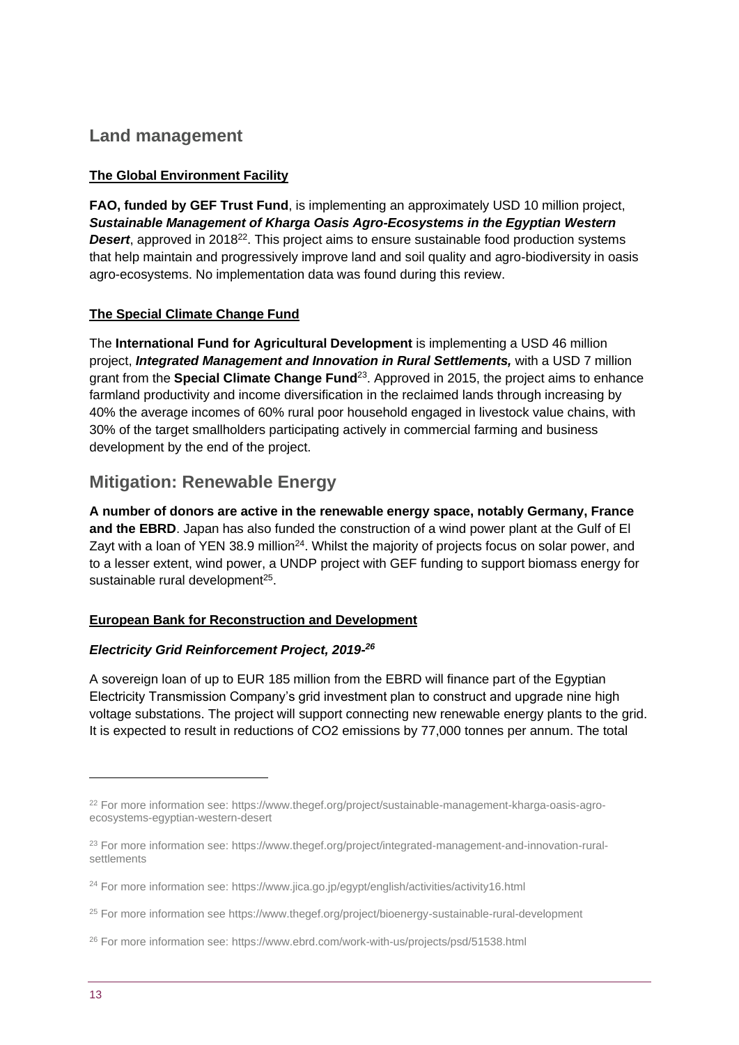## Land management

**The Global Environment Facility**

**FAO, funded by GEF Trust Fund**, is implementing an approximately USD 10 million project, ***Sustainable Management of Kharga Oasis Agro-Ecosystems in the Egyptian Western Desert***, approved in 2018[22]. This project aims to ensure sustainable food production systems that help maintain and progressively improve land and soil quality and agro-biodiversity in oasis agro-ecosystems. No implementation data was found during this review.

**The Special Climate Change Fund**

The **International Fund for Agricultural Development** is implementing a USD 46 million project, ***Integrated Management and Innovation in Rural Settlements,*** with a USD 7 million grant from the **Special Climate Change Fund**[23]. Approved in 2015, the project aims to enhance farmland productivity and income diversification in the reclaimed lands through increasing by 40% the average incomes of 60% rural poor household engaged in livestock value chains, with 30% of the target smallholders participating actively in commercial farming and business development by the end of the project.

## Mitigation: Renewable Energy

**A number of donors are active in the renewable energy space, notably Germany, France and the EBRD**. Japan has also funded the construction of a wind power plant at the Gulf of El Zayt with a loan of YEN 38.9 million[24]. Whilst the majority of projects focus on solar power, and to a lesser extent, wind power, a UNDP project with GEF funding to support biomass energy for sustainable rural development[25].

**European Bank for Reconstruction and Development**

***Electricity Grid Reinforcement Project, 2019-[26]***

A sovereign loan of up to EUR 185 million from the EBRD will finance part of the Egyptian Electricity Transmission Company's grid investment plan to construct and upgrade nine high voltage substations. The project will support connecting new renewable energy plants to the grid. It is expected to result in reductions of $CO_2$ emissions by 77,000 tonnes per annum. The total

---

[22] For more information see: https://www.thegef.org/project/sustainable-management-kharga-oasis-agro-ecosystems-egyptian-western-desert

[23] For more information see: https://www.thegef.org/project/integrated-management-and-innovation-rural-settlements

[24] For more information see: https://www.jica.go.jp/egypt/english/activities/activity16.html

[25] For more information see https://www.thegef.org/project/bioenergy-sustainable-rural-development

[26] For more information see: https://www.ebrd.com/work-with-us/projects/psd/51538.html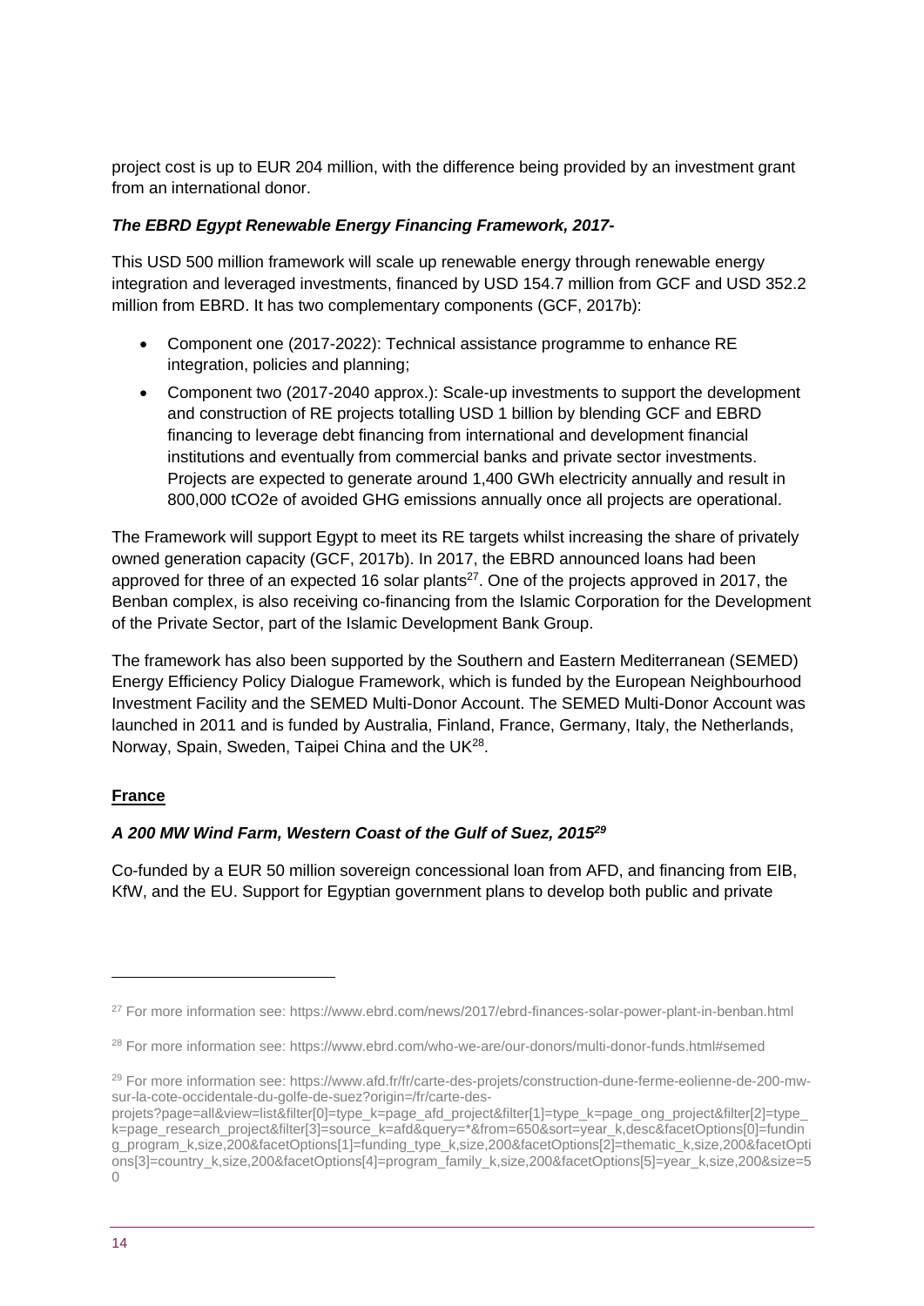project cost is up to EUR 204 million, with the difference being provided by an investment grant from an international donor.

### *The EBRD Egypt Renewable Energy Financing Framework, 2017-*

This USD 500 million framework will scale up renewable energy through renewable energy integration and leveraged investments, financed by USD 154.7 million from GCF and USD 352.2 million from EBRD. It has two complementary components (GCF, 2017b):

- Component one (2017-2022): Technical assistance programme to enhance RE integration, policies and planning;
- Component two (2017-2040 approx.): Scale-up investments to support the development and construction of RE projects totalling USD 1 billion by blending GCF and EBRD financing to leverage debt financing from international and development financial institutions and eventually from commercial banks and private sector investments. Projects are expected to generate around 1,400 GWh electricity annually and result in 800,000 tCO2e of avoided GHG emissions annually once all projects are operational.

The Framework will support Egypt to meet its RE targets whilst increasing the share of privately owned generation capacity (GCF, 2017b). In 2017, the EBRD announced loans had been approved for three of an expected 16 solar plants[27]. One of the projects approved in 2017, the Benban complex, is also receiving co-financing from the Islamic Corporation for the Development of the Private Sector, part of the Islamic Development Bank Group.

The framework has also been supported by the Southern and Eastern Mediterranean (SEMED) Energy Efficiency Policy Dialogue Framework, which is funded by the European Neighbourhood Investment Facility and the SEMED Multi-Donor Account. The SEMED Multi-Donor Account was launched in 2011 and is funded by Australia, Finland, France, Germany, Italy, the Netherlands, Norway, Spain, Sweden, Taipei China and the UK[28].

## **France**

### *A 200 MW Wind Farm, Western Coast of the Gulf of Suez, 2015[29]*

Co-funded by a EUR 50 million sovereign concessional loan from AFD, and financing from EIB, KfW, and the EU. Support for Egyptian government plans to develop both public and private

---

[27] For more information see: https://www.ebrd.com/news/2017/ebrd-finances-solar-power-plant-in-benban.html

[28] For more information see: https://www.ebrd.com/who-we-are/our-donors/multi-donor-funds.html#semed

[29] For more information see: https://www.afd.fr/fr/carte-des-projets/construction-dune-ferme-eolienne-de-200-mw-sur-la-cote-occidentale-du-golfe-de-suez?origin=/fr/carte-des-projets?page=all&view=list&filter[0]=type_k=page_afd_project&filter[1]=type_k=page_ong_project&filter[2]=type_k=page_research_project&filter[3]=source_k=afd&query=*&from=650&sort=year_k,desc&facetOptions[0]=funding_program_k,size,200&facetOptions[1]=funding_type_k,size,200&facetOptions[2]=thematic_k,size,200&facetOptions[3]=country_k,size,200&facetOptions[4]=program_family_k,size,200&facetOptions[5]=year_k,size,200&size=50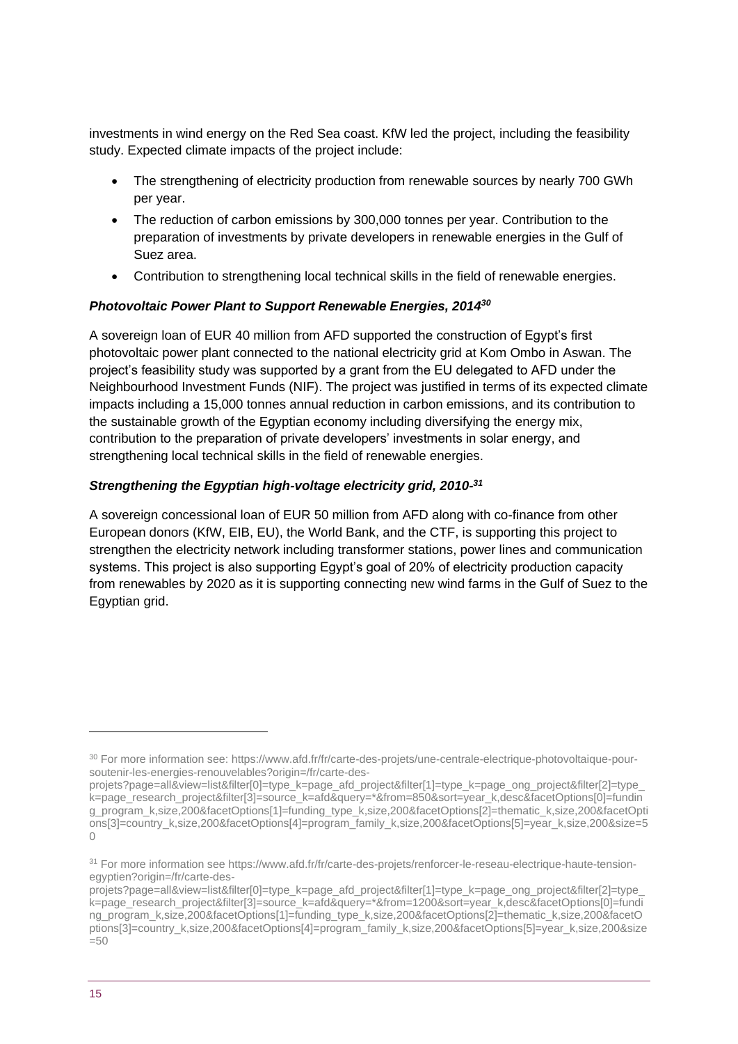investments in wind energy on the Red Sea coast. KfW led the project, including the feasibility study. Expected climate impacts of the project include:

- The strengthening of electricity production from renewable sources by nearly 700 GWh per year.
- The reduction of carbon emissions by 300,000 tonnes per year. Contribution to the preparation of investments by private developers in renewable energies in the Gulf of Suez area.
- Contribution to strengthening local technical skills in the field of renewable energies.

### *Photovoltaic Power Plant to Support Renewable Energies, 2014*[30]

A sovereign loan of EUR 40 million from AFD supported the construction of Egypt's first photovoltaic power plant connected to the national electricity grid at Kom Ombo in Aswan. The project's feasibility study was supported by a grant from the EU delegated to AFD under the Neighbourhood Investment Funds (NIF). The project was justified in terms of its expected climate impacts including a 15,000 tonnes annual reduction in carbon emissions, and its contribution to the sustainable growth of the Egyptian economy including diversifying the energy mix, contribution to the preparation of private developers' investments in solar energy, and strengthening local technical skills in the field of renewable energies.

### *Strengthening the Egyptian high-voltage electricity grid, 2010-*[31]

A sovereign concessional loan of EUR 50 million from AFD along with co-finance from other European donors (KfW, EIB, EU), the World Bank, and the CTF, is supporting this project to strengthen the electricity network including transformer stations, power lines and communication systems. This project is also supporting Egypt's goal of 20% of electricity production capacity from renewables by 2020 as it is supporting connecting new wind farms in the Gulf of Suez to the Egyptian grid.

---

[30] For more information see: https://www.afd.fr/fr/carte-des-projets/une-centrale-electrique-photovoltaique-pour-soutenir-les-energies-renouvelables?origin=/fr/carte-des-projets?page=all&view=list&filter[0]=type_k=page_afd_project&filter[1]=type_k=page_ong_project&filter[2]=type_k=page_research_project&filter[3]=source_k=afd&query=*&from=850&sort=year_k,desc&facetOptions[0]=funding_program_k,size,200&facetOptions[1]=funding_type_k,size,200&facetOptions[2]=thematic_k,size,200&facetOptions[3]=country_k,size,200&facetOptions[4]=program_family_k,size,200&facetOptions[5]=year_k,size,200&size=50

[31] For more information see https://www.afd.fr/fr/carte-des-projets/renforcer-le-reseau-electrique-haute-tension-egyptien?origin=/fr/carte-des-projets?page=all&view=list&filter[0]=type_k=page_afd_project&filter[1]=type_k=page_ong_project&filter[2]=type_k=page_research_project&filter[3]=source_k=afd&query=*&from=1200&sort=year_k,desc&facetOptions[0]=funding_program_k,size,200&facetOptions[1]=funding_type_k,size,200&facetOptions[2]=thematic_k,size,200&facetOptions[3]=country_k,size,200&facetOptions[4]=program_family_k,size,200&facetOptions[5]=year_k,size,200&size=50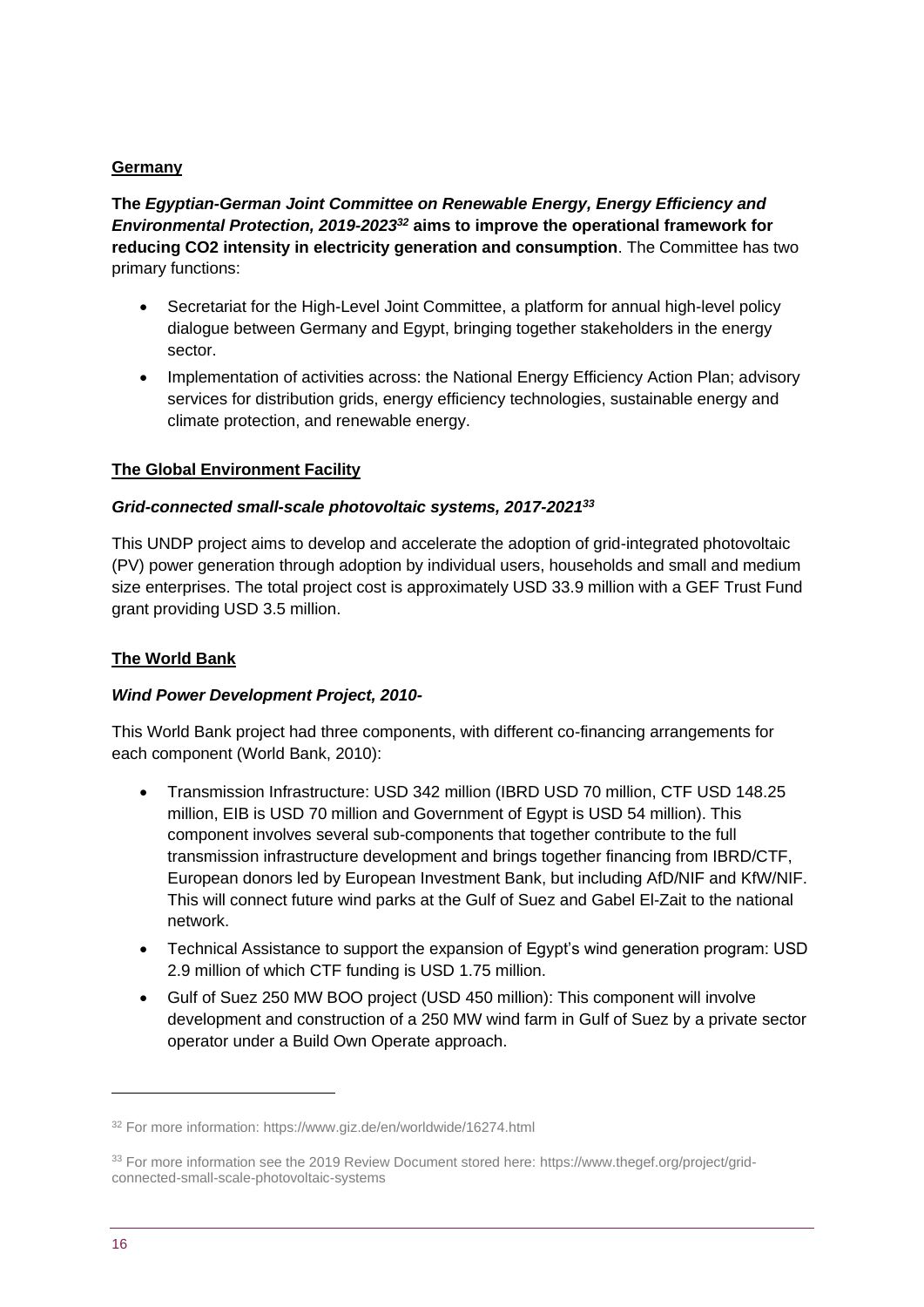**Germany**

**The *Egyptian-German Joint Committee on Renewable Energy, Energy Efficiency and Environmental Protection, 2019-2023*[32] aims to improve the operational framework for reducing CO2 intensity in electricity generation and consumption**. The Committee has two primary functions:

- Secretariat for the High-Level Joint Committee, a platform for annual high-level policy dialogue between Germany and Egypt, bringing together stakeholders in the energy sector.
- Implementation of activities across: the National Energy Efficiency Action Plan; advisory services for distribution grids, energy efficiency technologies, sustainable energy and climate protection, and renewable energy.

**The Global Environment Facility**

***Grid-connected small-scale photovoltaic systems, 2017-2021*[33]**

This UNDP project aims to develop and accelerate the adoption of grid-integrated photovoltaic (PV) power generation through adoption by individual users, households and small and medium size enterprises. The total project cost is approximately USD 33.9 million with a GEF Trust Fund grant providing USD 3.5 million.

**The World Bank**

***Wind Power Development Project, 2010-***

This World Bank project had three components, with different co-financing arrangements for each component (World Bank, 2010):

- Transmission Infrastructure: USD 342 million (IBRD USD 70 million, CTF USD 148.25 million, EIB is USD 70 million and Government of Egypt is USD 54 million). This component involves several sub-components that together contribute to the full transmission infrastructure development and brings together financing from IBRD/CTF, European donors led by European Investment Bank, but including AfD/NIF and KfW/NIF. This will connect future wind parks at the Gulf of Suez and Gabel El-Zait to the national network.
- Technical Assistance to support the expansion of Egypt's wind generation program: USD 2.9 million of which CTF funding is USD 1.75 million.
- Gulf of Suez 250 MW BOO project (USD 450 million): This component will involve development and construction of a 250 MW wind farm in Gulf of Suez by a private sector operator under a Build Own Operate approach.

---

[32] For more information: https://www.giz.de/en/worldwide/16274.html

[33] For more information see the 2019 Review Document stored here: https://www.thegef.org/project/grid-connected-small-scale-photovoltaic-systems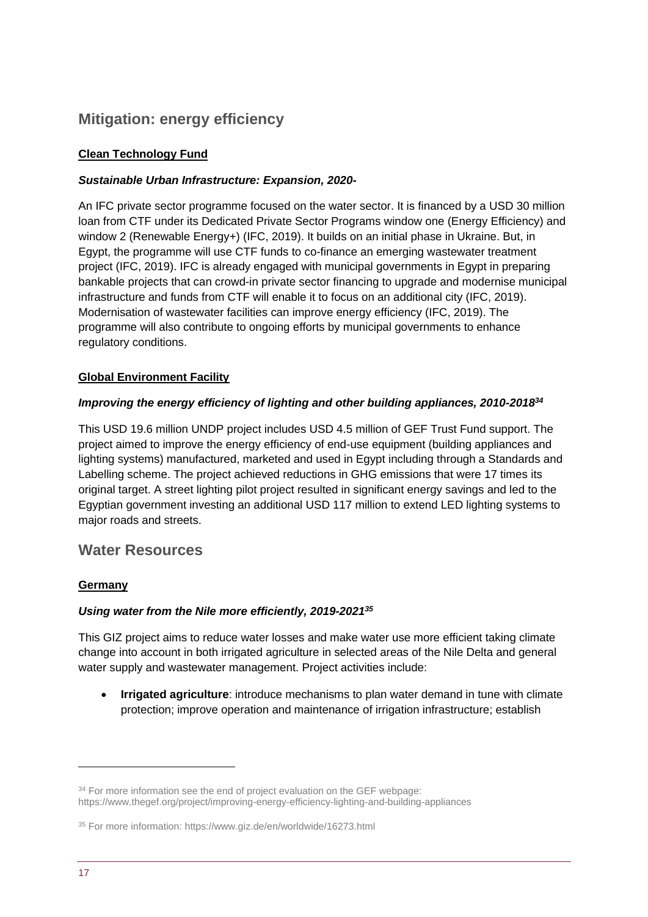## Mitigation: energy efficiency

**Clean Technology Fund**

***Sustainable Urban Infrastructure: Expansion, 2020-***

An IFC private sector programme focused on the water sector. It is financed by a USD 30 million loan from CTF under its Dedicated Private Sector Programs window one (Energy Efficiency) and window 2 (Renewable Energy+) (IFC, 2019). It builds on an initial phase in Ukraine. But, in Egypt, the programme will use CTF funds to co-finance an emerging wastewater treatment project (IFC, 2019). IFC is already engaged with municipal governments in Egypt in preparing bankable projects that can crowd-in private sector financing to upgrade and modernise municipal infrastructure and funds from CTF will enable it to focus on an additional city (IFC, 2019). Modernisation of wastewater facilities can improve energy efficiency (IFC, 2019). The programme will also contribute to ongoing efforts by municipal governments to enhance regulatory conditions.

**Global Environment Facility**

***Improving the energy efficiency of lighting and other building appliances, 2010-2018[34]***

This USD 19.6 million UNDP project includes USD 4.5 million of GEF Trust Fund support. The project aimed to improve the energy efficiency of end-use equipment (building appliances and lighting systems) manufactured, marketed and used in Egypt including through a Standards and Labelling scheme. The project achieved reductions in GHG emissions that were 17 times its original target. A street lighting pilot project resulted in significant energy savings and led to the Egyptian government investing an additional USD 117 million to extend LED lighting systems to major roads and streets.

## Water Resources

**Germany**

***Using water from the Nile more efficiently, 2019-2021[35]***

This GIZ project aims to reduce water losses and make water use more efficient taking climate change into account in both irrigated agriculture in selected areas of the Nile Delta and general water supply and wastewater management. Project activities include:

- **Irrigated agriculture**: introduce mechanisms to plan water demand in tune with climate protection; improve operation and maintenance of irrigation infrastructure; establish

---

[34] For more information see the end of project evaluation on the GEF webpage: https://www.thegef.org/project/improving-energy-efficiency-lighting-and-building-appliances

[35] For more information: https://www.giz.de/en/worldwide/16273.html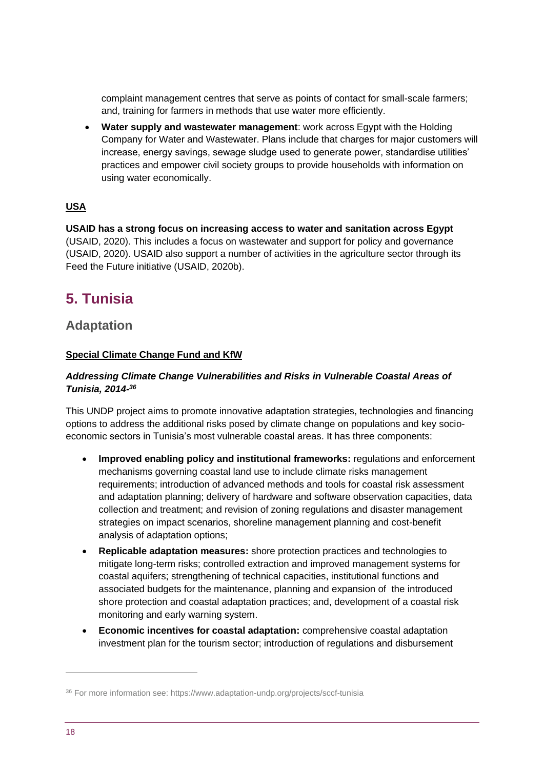complaint management centres that serve as points of contact for small-scale farmers; and, training for farmers in methods that use water more efficiently.

- **Water supply and wastewater management**: work across Egypt with the Holding Company for Water and Wastewater. Plans include that charges for major customers will increase, energy savings, sewage sludge used to generate power, standardise utilities' practices and empower civil society groups to provide households with information on using water economically.

**USA**

**USAID has a strong focus on increasing access to water and sanitation across Egypt** (USAID, 2020). This includes a focus on wastewater and support for policy and governance (USAID, 2020). USAID also support a number of activities in the agriculture sector through its Feed the Future initiative (USAID, 2020b).

# 5. Tunisia

## Adaptation

**Special Climate Change Fund and KfW**

***Addressing Climate Change Vulnerabilities and Risks in Vulnerable Coastal Areas of Tunisia, 2014-[36]***

This UNDP project aims to promote innovative adaptation strategies, technologies and financing options to address the additional risks posed by climate change on populations and key socio-economic sectors in Tunisia's most vulnerable coastal areas. It has three components:

- **Improved enabling policy and institutional frameworks:** regulations and enforcement mechanisms governing coastal land use to include climate risks management requirements; introduction of advanced methods and tools for coastal risk assessment and adaptation planning; delivery of hardware and software observation capacities, data collection and treatment; and revision of zoning regulations and disaster management strategies on impact scenarios, shoreline management planning and cost-benefit analysis of adaptation options;
- **Replicable adaptation measures:** shore protection practices and technologies to mitigate long-term risks; controlled extraction and improved management systems for coastal aquifers; strengthening of technical capacities, institutional functions and associated budgets for the maintenance, planning and expansion of the introduced shore protection and coastal adaptation practices; and, development of a coastal risk monitoring and early warning system.
- **Economic incentives for coastal adaptation:** comprehensive coastal adaptation investment plan for the tourism sector; introduction of regulations and disbursement

[36] For more information see: https://www.adaptation-undp.org/projects/sccf-tunisia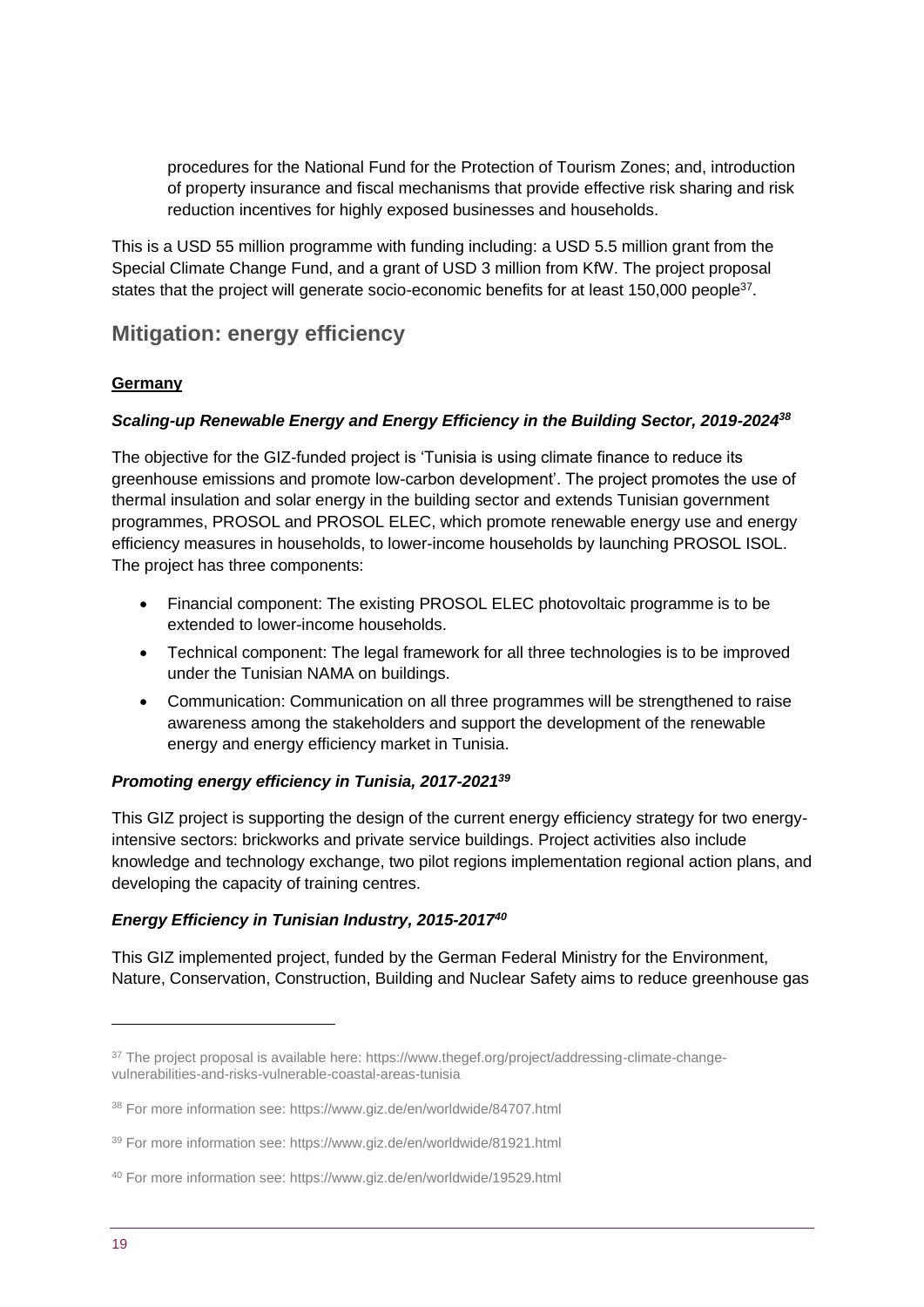procedures for the National Fund for the Protection of Tourism Zones; and, introduction of property insurance and fiscal mechanisms that provide effective risk sharing and risk reduction incentives for highly exposed businesses and households.

This is a USD 55 million programme with funding including: a USD 5.5 million grant from the Special Climate Change Fund, and a grant of USD 3 million from KfW. The project proposal states that the project will generate socio-economic benefits for at least 150,000 people[37].

## Mitigation: energy efficiency

**Germany**

***Scaling-up Renewable Energy and Energy Efficiency in the Building Sector, 2019-2024[38]***

The objective for the GIZ-funded project is 'Tunisia is using climate finance to reduce its greenhouse emissions and promote low-carbon development'. The project promotes the use of thermal insulation and solar energy in the building sector and extends Tunisian government programmes, PROSOL and PROSOL ELEC, which promote renewable energy use and energy efficiency measures in households, to lower-income households by launching PROSOL ISOL. The project has three components:

- Financial component: The existing PROSOL ELEC photovoltaic programme is to be extended to lower-income households.
- Technical component: The legal framework for all three technologies is to be improved under the Tunisian NAMA on buildings.
- Communication: Communication on all three programmes will be strengthened to raise awareness among the stakeholders and support the development of the renewable energy and energy efficiency market in Tunisia.

***Promoting energy efficiency in Tunisia, 2017-2021[39]***

This GIZ project is supporting the design of the current energy efficiency strategy for two energy-intensive sectors: brickworks and private service buildings. Project activities also include knowledge and technology exchange, two pilot regions implementation regional action plans, and developing the capacity of training centres.

***Energy Efficiency in Tunisian Industry, 2015-2017[40]***

This GIZ implemented project, funded by the German Federal Ministry for the Environment, Nature, Conservation, Construction, Building and Nuclear Safety aims to reduce greenhouse gas

---

[37] The project proposal is available here: https://www.thegef.org/project/addressing-climate-change-vulnerabilities-and-risks-vulnerable-coastal-areas-tunisia

[38] For more information see: https://www.giz.de/en/worldwide/84707.html

[39] For more information see: https://www.giz.de/en/worldwide/81921.html

[40] For more information see: https://www.giz.de/en/worldwide/19529.html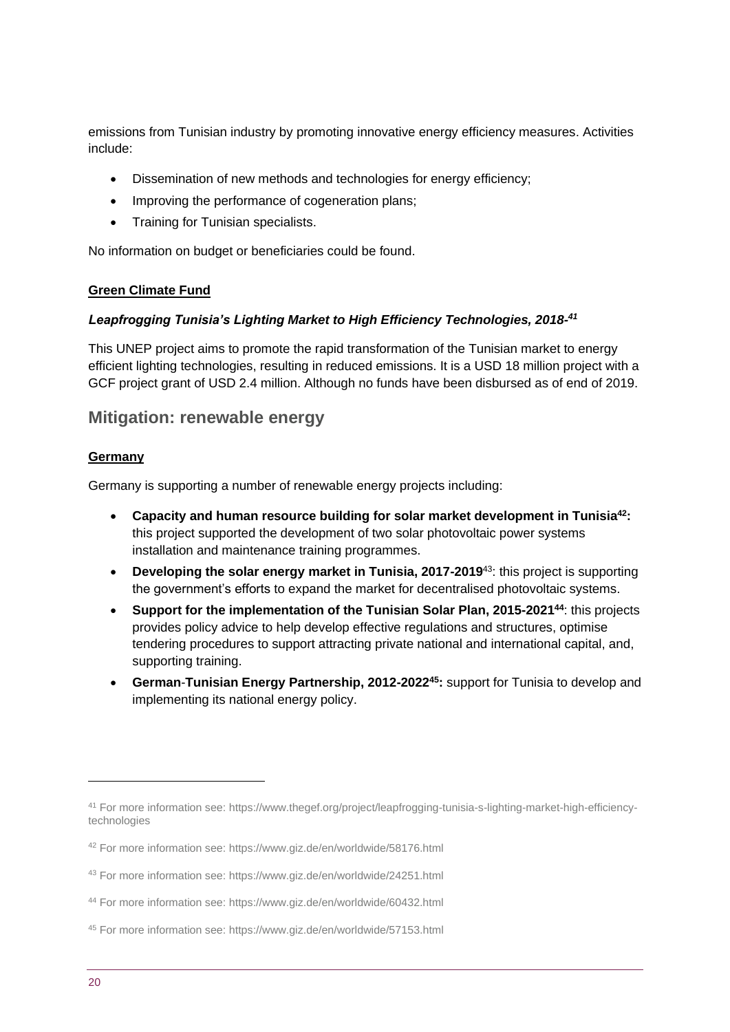emissions from Tunisian industry by promoting innovative energy efficiency measures. Activities include:

- Dissemination of new methods and technologies for energy efficiency;
- Improving the performance of cogeneration plans;
- Training for Tunisian specialists.

No information on budget or beneficiaries could be found.

**Green Climate Fund**

***Leapfrogging Tunisia's Lighting Market to High Efficiency Technologies, 2018-[41]***

This UNEP project aims to promote the rapid transformation of the Tunisian market to energy efficient lighting technologies, resulting in reduced emissions. It is a USD 18 million project with a GCF project grant of USD 2.4 million. Although no funds have been disbursed as of end of 2019.

## Mitigation: renewable energy

**Germany**

Germany is supporting a number of renewable energy projects including:

- **Capacity and human resource building for solar market development in Tunisia[42]:** this project supported the development of two solar photovoltaic power systems installation and maintenance training programmes.
- **Developing the solar energy market in Tunisia, 2017-2019**[43]: this project is supporting the government's efforts to expand the market for decentralised photovoltaic systems.
- **Support for the implementation of the Tunisian Solar Plan, 2015-2021[44]**: this projects provides policy advice to help develop effective regulations and structures, optimise tendering procedures to support attracting private national and international capital, and, supporting training.
- **German-Tunisian Energy Partnership, 2012-2022[45]:** support for Tunisia to develop and implementing its national energy policy.

---

[41] For more information see: https://www.thegef.org/project/leapfrogging-tunisia-s-lighting-market-high-efficiency-technologies

[42] For more information see: https://www.giz.de/en/worldwide/58176.html

[43] For more information see: https://www.giz.de/en/worldwide/24251.html

[44] For more information see: https://www.giz.de/en/worldwide/60432.html

[45] For more information see: https://www.giz.de/en/worldwide/57153.html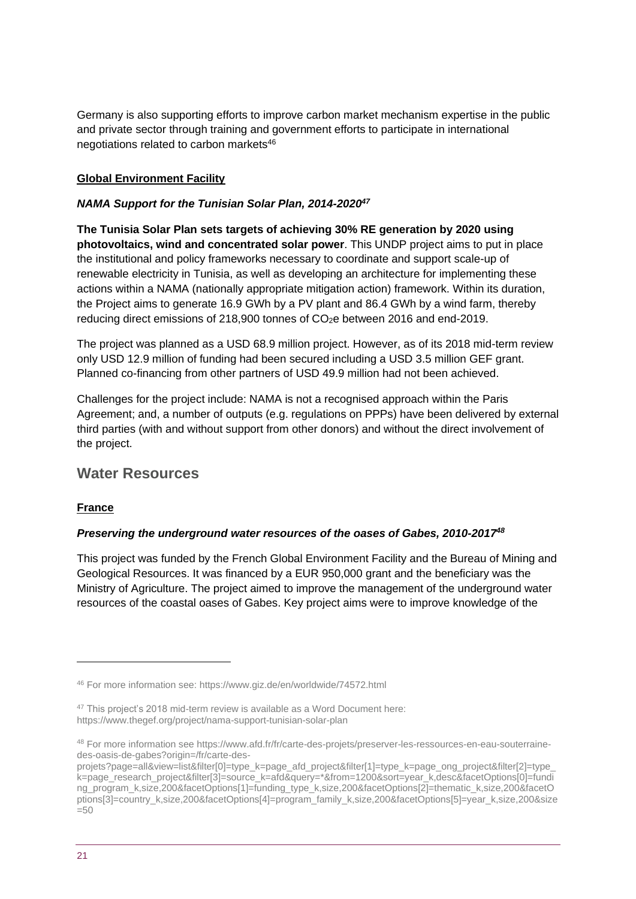Germany is also supporting efforts to improve carbon market mechanism expertise in the public and private sector through training and government efforts to participate in international negotiations related to carbon markets[46]

**Global Environment Facility**

***NAMA Support for the Tunisian Solar Plan, 2014-2020[47]***

**The Tunisia Solar Plan sets targets of achieving 30% RE generation by 2020 using photovoltaics, wind and concentrated solar power**. This UNDP project aims to put in place the institutional and policy frameworks necessary to coordinate and support scale-up of renewable electricity in Tunisia, as well as developing an architecture for implementing these actions within a NAMA (nationally appropriate mitigation action) framework. Within its duration, the Project aims to generate 16.9 GWh by a PV plant and 86.4 GWh by a wind farm, thereby reducing direct emissions of 218,900 tonnes of $CO_2e$ between 2016 and end-2019.

The project was planned as a USD 68.9 million project. However, as of its 2018 mid-term review only USD 12.9 million of funding had been secured including a USD 3.5 million GEF grant. Planned co-financing from other partners of USD 49.9 million had not been achieved.

Challenges for the project include: NAMA is not a recognised approach within the Paris Agreement; and, a number of outputs (e.g. regulations on PPPs) have been delivered by external third parties (with and without support from other donors) and without the direct involvement of the project.

## Water Resources

**France**

***Preserving the underground water resources of the oases of Gabes, 2010-2017[48]***

This project was funded by the French Global Environment Facility and the Bureau of Mining and Geological Resources. It was financed by a EUR 950,000 grant and the beneficiary was the Ministry of Agriculture. The project aimed to improve the management of the underground water resources of the coastal oases of Gabes. Key project aims were to improve knowledge of the

---

[46] For more information see: https://www.giz.de/en/worldwide/74572.html

[47] This project's 2018 mid-term review is available as a Word Document here: https://www.thegef.org/project/nama-support-tunisian-solar-plan

[48] For more information see https://www.afd.fr/fr/carte-des-projets/preserver-les-ressources-en-eau-souterraine-des-oasis-de-gabes?origin=/fr/carte-des-projets?page=all&view=list&filter[0]=type_k=page_afd_project&filter[1]=type_k=page_ong_project&filter[2]=type_k=page_research_project&filter[3]=source_k=afd&query=*&from=1200&sort=year_k,desc&facetOptions[0]=funding_program_k,size,200&facetOptions[1]=funding_type_k,size,200&facetOptions[2]=thematic_k,size,200&facetOptions[3]=country_k,size,200&facetOptions[4]=program_family_k,size,200&facetOptions[5]=year_k,size,200&size=50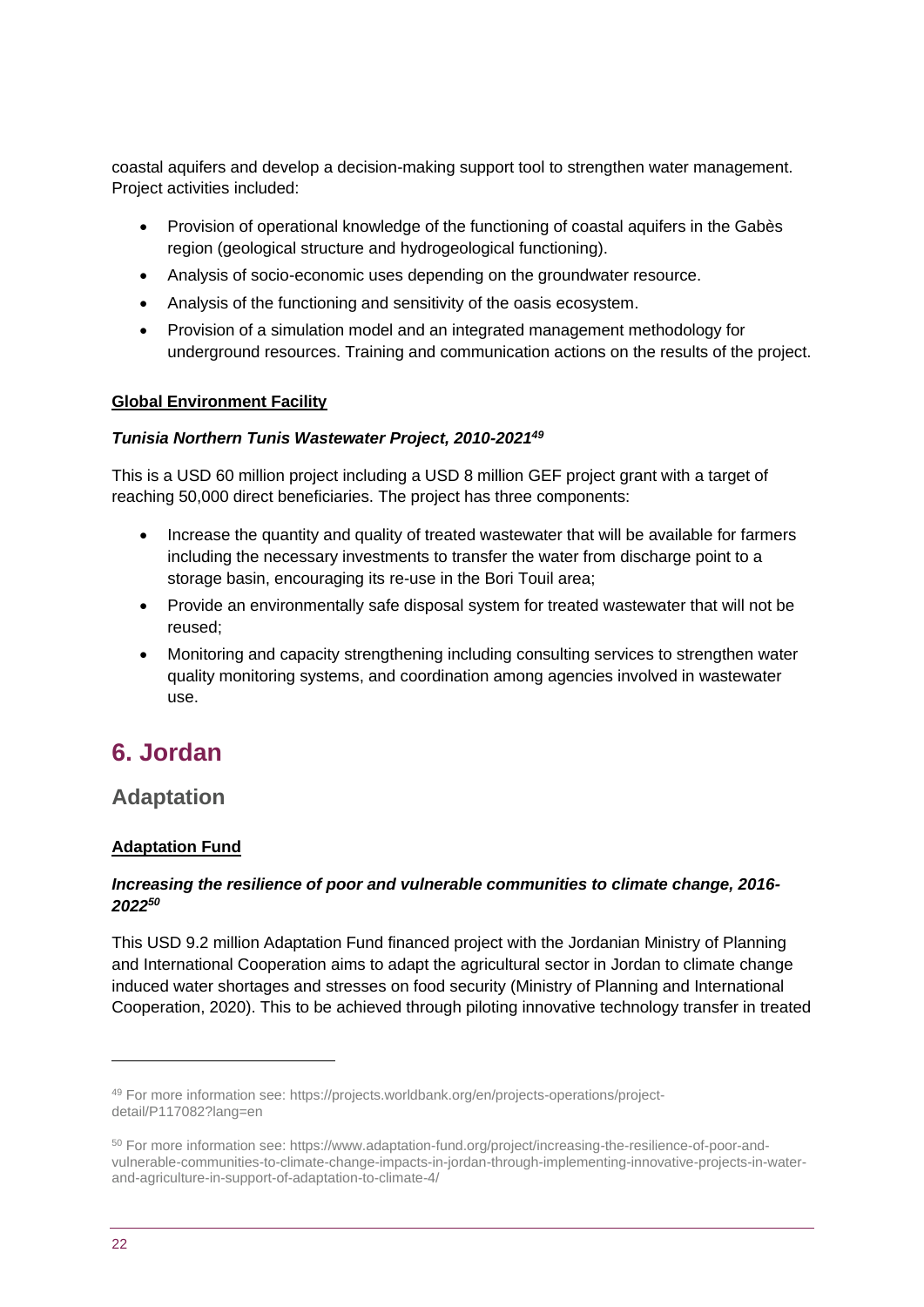coastal aquifers and develop a decision-making support tool to strengthen water management. Project activities included:

- Provision of operational knowledge of the functioning of coastal aquifers in the Gabès region (geological structure and hydrogeological functioning).
- Analysis of socio-economic uses depending on the groundwater resource.
- Analysis of the functioning and sensitivity of the oasis ecosystem.
- Provision of a simulation model and an integrated management methodology for underground resources. Training and communication actions on the results of the project.

**Global Environment Facility**

***Tunisia Northern Tunis Wastewater Project, 2010-2021[49]***

This is a USD 60 million project including a USD 8 million GEF project grant with a target of reaching 50,000 direct beneficiaries. The project has three components:

- Increase the quantity and quality of treated wastewater that will be available for farmers including the necessary investments to transfer the water from discharge point to a storage basin, encouraging its re-use in the Bori Touil area;
- Provide an environmentally safe disposal system for treated wastewater that will not be reused;
- Monitoring and capacity strengthening including consulting services to strengthen water quality monitoring systems, and coordination among agencies involved in wastewater use.

# 6. Jordan

## Adaptation

**Adaptation Fund**

***Increasing the resilience of poor and vulnerable communities to climate change, 2016-2022[50]***

This USD 9.2 million Adaptation Fund financed project with the Jordanian Ministry of Planning and International Cooperation aims to adapt the agricultural sector in Jordan to climate change induced water shortages and stresses on food security (Ministry of Planning and International Cooperation, 2020). This to be achieved through piloting innovative technology transfer in treated

---

[49] For more information see: https://projects.worldbank.org/en/projects-operations/project-detail/P117082?lang=en

[50] For more information see: https://www.adaptation-fund.org/project/increasing-the-resilience-of-poor-and-vulnerable-communities-to-climate-change-impacts-in-jordan-through-implementing-innovative-projects-in-water-and-agriculture-in-support-of-adaptation-to-climate-4/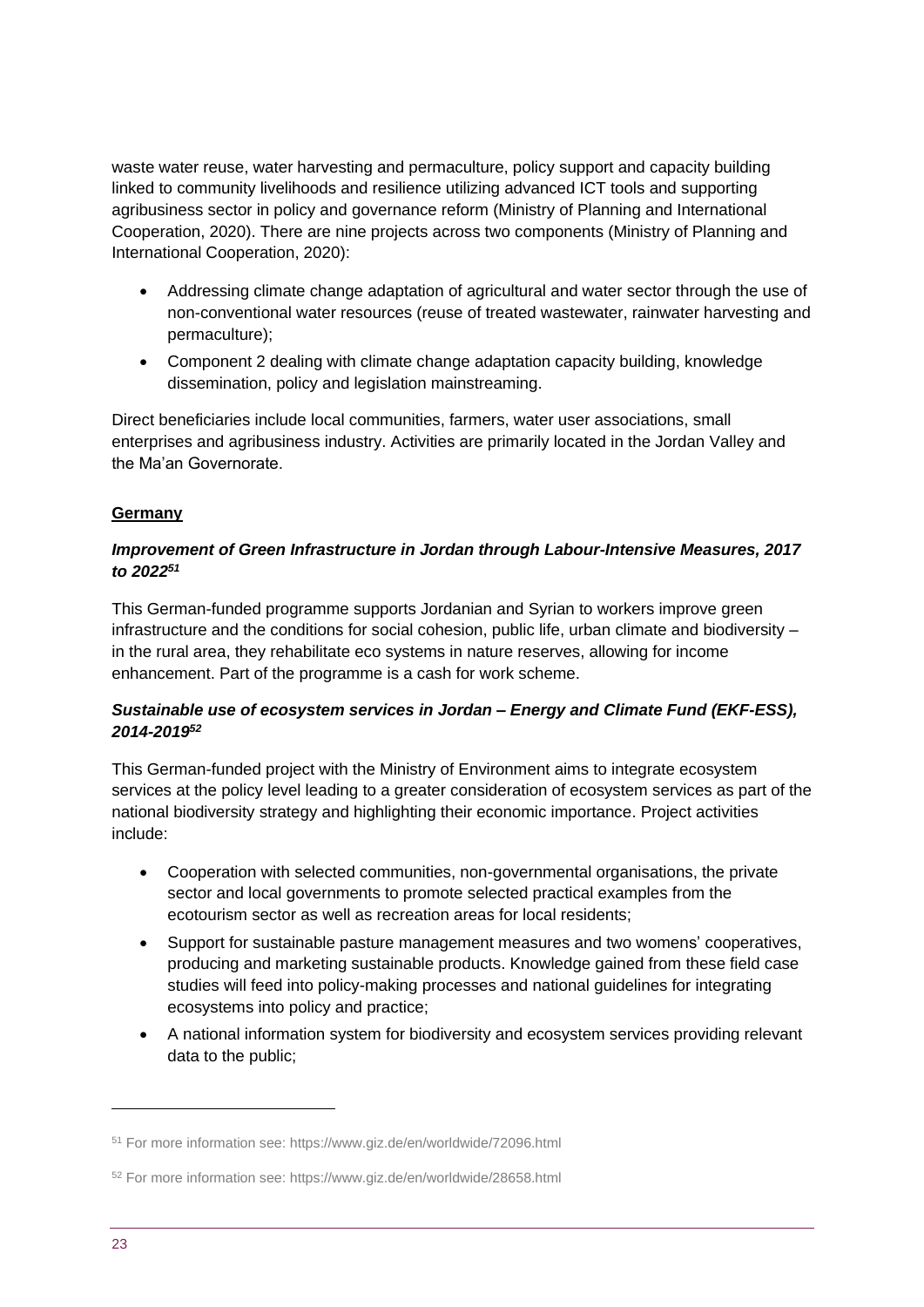waste water reuse, water harvesting and permaculture, policy support and capacity building linked to community livelihoods and resilience utilizing advanced ICT tools and supporting agribusiness sector in policy and governance reform (Ministry of Planning and International Cooperation, 2020). There are nine projects across two components (Ministry of Planning and International Cooperation, 2020):

- Addressing climate change adaptation of agricultural and water sector through the use of non-conventional water resources (reuse of treated wastewater, rainwater harvesting and permaculture);
- Component 2 dealing with climate change adaptation capacity building, knowledge dissemination, policy and legislation mainstreaming.

Direct beneficiaries include local communities, farmers, water user associations, small enterprises and agribusiness industry. Activities are primarily located in the Jordan Valley and the Ma'an Governorate.

**Germany**

***Improvement of Green Infrastructure in Jordan through Labour-Intensive Measures, 2017 to 2022[51]***

This German-funded programme supports Jordanian and Syrian to workers improve green infrastructure and the conditions for social cohesion, public life, urban climate and biodiversity – in the rural area, they rehabilitate eco systems in nature reserves, allowing for income enhancement. Part of the programme is a cash for work scheme.

***Sustainable use of ecosystem services in Jordan – Energy and Climate Fund (EKF-ESS), 2014-2019[52]***

This German-funded project with the Ministry of Environment aims to integrate ecosystem services at the policy level leading to a greater consideration of ecosystem services as part of the national biodiversity strategy and highlighting their economic importance. Project activities include:

- Cooperation with selected communities, non-governmental organisations, the private sector and local governments to promote selected practical examples from the ecotourism sector as well as recreation areas for local residents;
- Support for sustainable pasture management measures and two womens' cooperatives, producing and marketing sustainable products. Knowledge gained from these field case studies will feed into policy-making processes and national guidelines for integrating ecosystems into policy and practice;
- A national information system for biodiversity and ecosystem services providing relevant data to the public;

---

[51] For more information see: https://www.giz.de/en/worldwide/72096.html

[52] For more information see: https://www.giz.de/en/worldwide/28658.html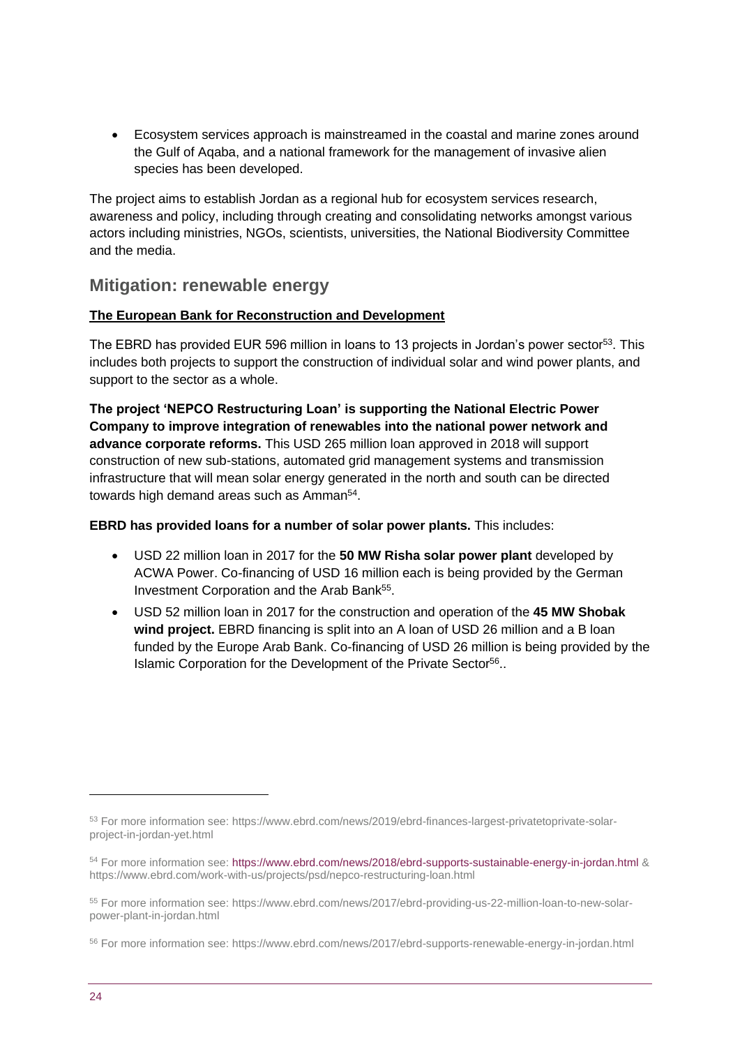- Ecosystem services approach is mainstreamed in the coastal and marine zones around the Gulf of Aqaba, and a national framework for the management of invasive alien species has been developed.

The project aims to establish Jordan as a regional hub for ecosystem services research, awareness and policy, including through creating and consolidating networks amongst various actors including ministries, NGOs, scientists, universities, the National Biodiversity Committee and the media.

## Mitigation: renewable energy

**The European Bank for Reconstruction and Development**

The EBRD has provided EUR 596 million in loans to 13 projects in Jordan's power sector[53]. This includes both projects to support the construction of individual solar and wind power plants, and support to the sector as a whole.

**The project 'NEPCO Restructuring Loan' is supporting the National Electric Power Company to improve integration of renewables into the national power network and advance corporate reforms.** This USD 265 million loan approved in 2018 will support construction of new sub-stations, automated grid management systems and transmission infrastructure that will mean solar energy generated in the north and south can be directed towards high demand areas such as Amman[54].

**EBRD has provided loans for a number of solar power plants.** This includes:

- USD 22 million loan in 2017 for the **50 MW Risha solar power plant** developed by ACWA Power. Co-financing of USD 16 million each is being provided by the German Investment Corporation and the Arab Bank[55].
- USD 52 million loan in 2017 for the construction and operation of the **45 MW Shobak wind project.** EBRD financing is split into an A loan of USD 26 million and a B loan funded by the Europe Arab Bank. Co-financing of USD 26 million is being provided by the Islamic Corporation for the Development of the Private Sector[56]..

---

[53] For more information see: https://www.ebrd.com/news/2019/ebrd-finances-largest-privatetoprivate-solar-project-in-jordan-yet.html

[54] For more information see: https://www.ebrd.com/news/2018/ebrd-supports-sustainable-energy-in-jordan.html & https://www.ebrd.com/work-with-us/projects/psd/nepco-restructuring-loan.html

[55] For more information see: https://www.ebrd.com/news/2017/ebrd-providing-us-22-million-loan-to-new-solar-power-plant-in-jordan.html

[56] For more information see: https://www.ebrd.com/news/2017/ebrd-supports-renewable-energy-in-jordan.html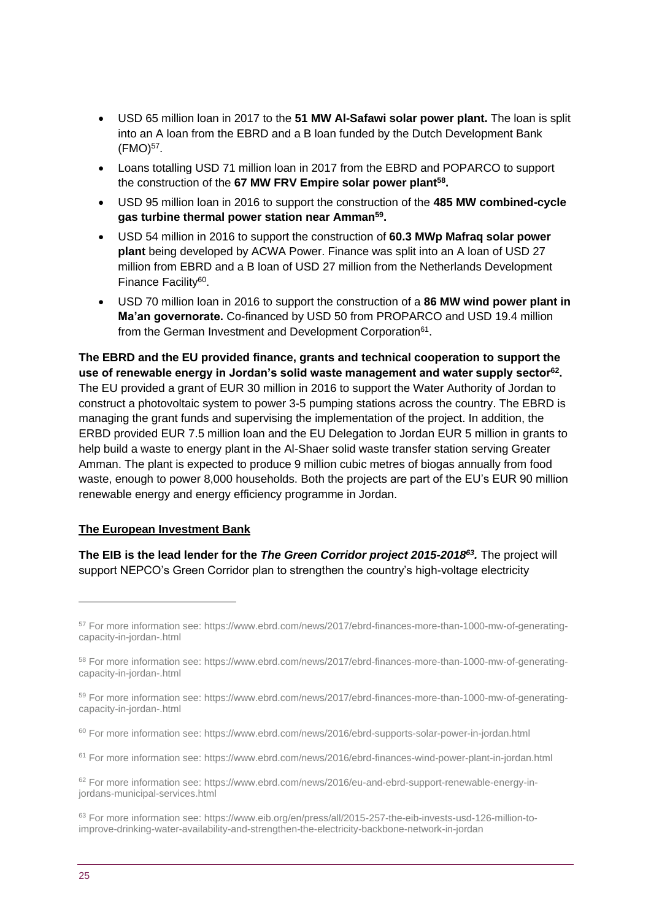- USD 65 million loan in 2017 to the **51 MW Al-Safawi solar power plant.** The loan is split into an A loan from the EBRD and a B loan funded by the Dutch Development Bank (FMO)[57].
- Loans totalling USD 71 million loan in 2017 from the EBRD and POPARCO to support the construction of the **67 MW FRV Empire solar power plant[58].**
- USD 95 million loan in 2016 to support the construction of the **485 MW combined-cycle gas turbine thermal power station near Amman[59].**
- USD 54 million in 2016 to support the construction of **60.3 MWp Mafraq solar power plant** being developed by ACWA Power. Finance was split into an A loan of USD 27 million from EBRD and a B loan of USD 27 million from the Netherlands Development Finance Facility[60].
- USD 70 million loan in 2016 to support the construction of a **86 MW wind power plant in Ma'an governorate.** Co-financed by USD 50 from PROPARCO and USD 19.4 million from the German Investment and Development Corporation[61].

**The EBRD and the EU provided finance, grants and technical cooperation to support the use of renewable energy in Jordan's solid waste management and water supply sector[62].** The EU provided a grant of EUR 30 million in 2016 to support the Water Authority of Jordan to construct a photovoltaic system to power 3-5 pumping stations across the country. The EBRD is managing the grant funds and supervising the implementation of the project. In addition, the ERBD provided EUR 7.5 million loan and the EU Delegation to Jordan EUR 5 million in grants to help build a waste to energy plant in the Al-Shaer solid waste transfer station serving Greater Amman. The plant is expected to produce 9 million cubic metres of biogas annually from food waste, enough to power 8,000 households. Both the projects are part of the EU's EUR 90 million renewable energy and energy efficiency programme in Jordan.

**<u>The European Investment Bank</u>**

**The EIB is the lead lender for the *The Green Corridor project 2015-2018[63].*** The project will support NEPCO's Green Corridor plan to strengthen the country's high-voltage electricity

---

[57] For more information see: https://www.ebrd.com/news/2017/ebrd-finances-more-than-1000-mw-of-generating-capacity-in-jordan-.html

[58] For more information see: https://www.ebrd.com/news/2017/ebrd-finances-more-than-1000-mw-of-generating-capacity-in-jordan-.html

[59] For more information see: https://www.ebrd.com/news/2017/ebrd-finances-more-than-1000-mw-of-generating-capacity-in-jordan-.html

[60] For more information see: https://www.ebrd.com/news/2016/ebrd-supports-solar-power-in-jordan.html

[61] For more information see: https://www.ebrd.com/news/2016/ebrd-finances-wind-power-plant-in-jordan.html

[62] For more information see: https://www.ebrd.com/news/2016/eu-and-ebrd-support-renewable-energy-in-jordans-municipal-services.html

[63] For more information see: https://www.eib.org/en/press/all/2015-257-the-eib-invests-usd-126-million-to-improve-drinking-water-availability-and-strengthen-the-electricity-backbone-network-in-jordan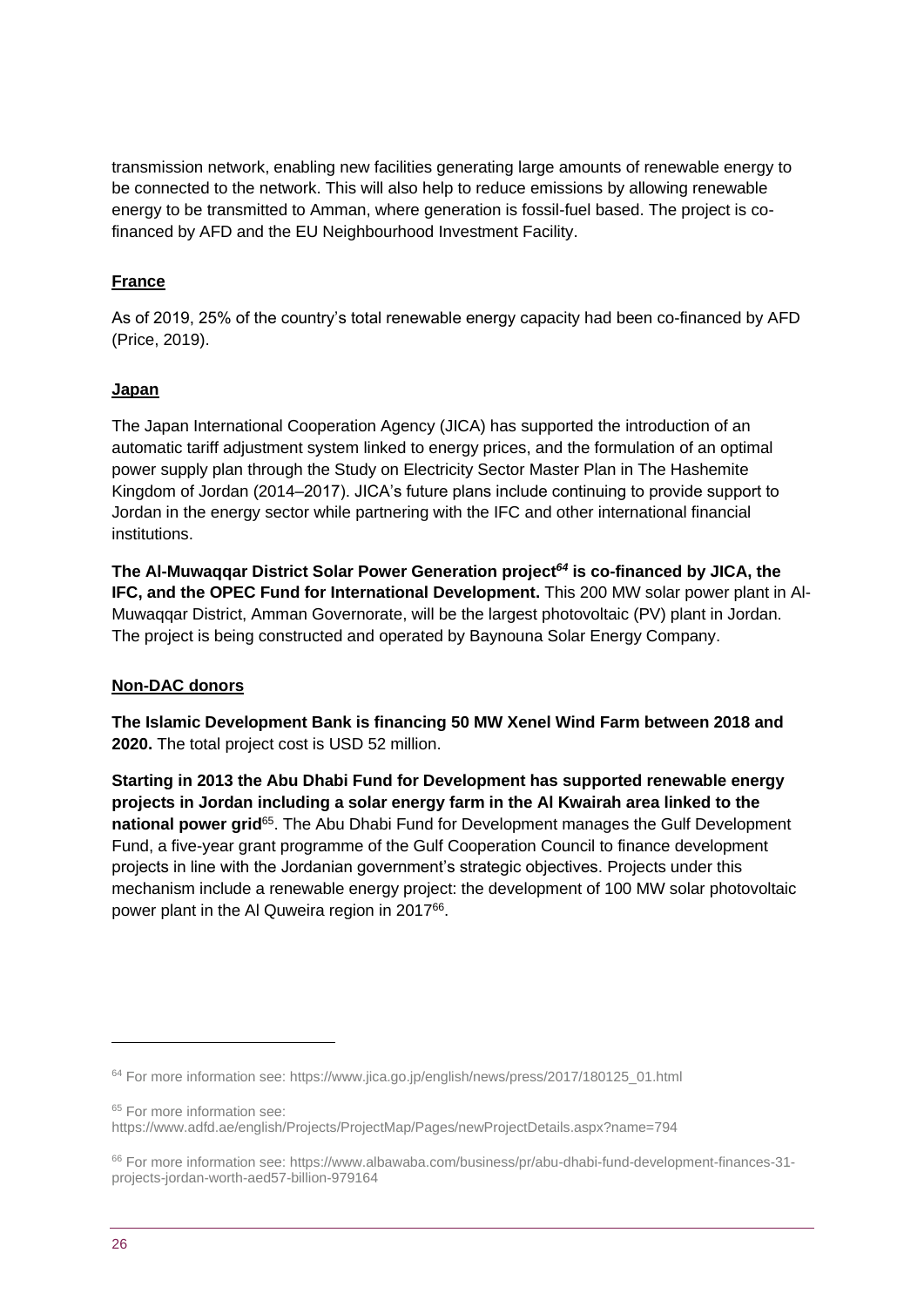transmission network, enabling new facilities generating large amounts of renewable energy to be connected to the network. This will also help to reduce emissions by allowing renewable energy to be transmitted to Amman, where generation is fossil-fuel based. The project is co-financed by AFD and the EU Neighbourhood Investment Facility.

**France**

As of 2019, 25% of the country's total renewable energy capacity had been co-financed by AFD (Price, 2019).

**Japan**

The Japan International Cooperation Agency (JICA) has supported the introduction of an automatic tariff adjustment system linked to energy prices, and the formulation of an optimal power supply plan through the Study on Electricity Sector Master Plan in The Hashemite Kingdom of Jordan (2014–2017). JICA's future plans include continuing to provide support to Jordan in the energy sector while partnering with the IFC and other international financial institutions.

**The Al-Muwaqqar District Solar Power Generation project[64] is co-financed by JICA, the IFC, and the OPEC Fund for International Development.** This 200 MW solar power plant in Al-Muwaqqar District, Amman Governorate, will be the largest photovoltaic (PV) plant in Jordan. The project is being constructed and operated by Baynouna Solar Energy Company.

**Non-DAC donors**

**The Islamic Development Bank is financing 50 MW Xenel Wind Farm between 2018 and 2020.** The total project cost is USD 52 million.

**Starting in 2013 the Abu Dhabi Fund for Development has supported renewable energy projects in Jordan including a solar energy farm in the Al Kwairah area linked to the national power grid**[65]. The Abu Dhabi Fund for Development manages the Gulf Development Fund, a five-year grant programme of the Gulf Cooperation Council to finance development projects in line with the Jordanian government's strategic objectives. Projects under this mechanism include a renewable energy project: the development of 100 MW solar photovoltaic power plant in the Al Quweira region in 2017[66].

---

[64] For more information see: https://www.jica.go.jp/english/news/press/2017/180125_01.html

[65] For more information see: https://www.adfd.ae/english/Projects/ProjectMap/Pages/newProjectDetails.aspx?name=794

[66] For more information see: https://www.albawaba.com/business/pr/abu-dhabi-fund-development-finances-31-projects-jordan-worth-aed57-billion-979164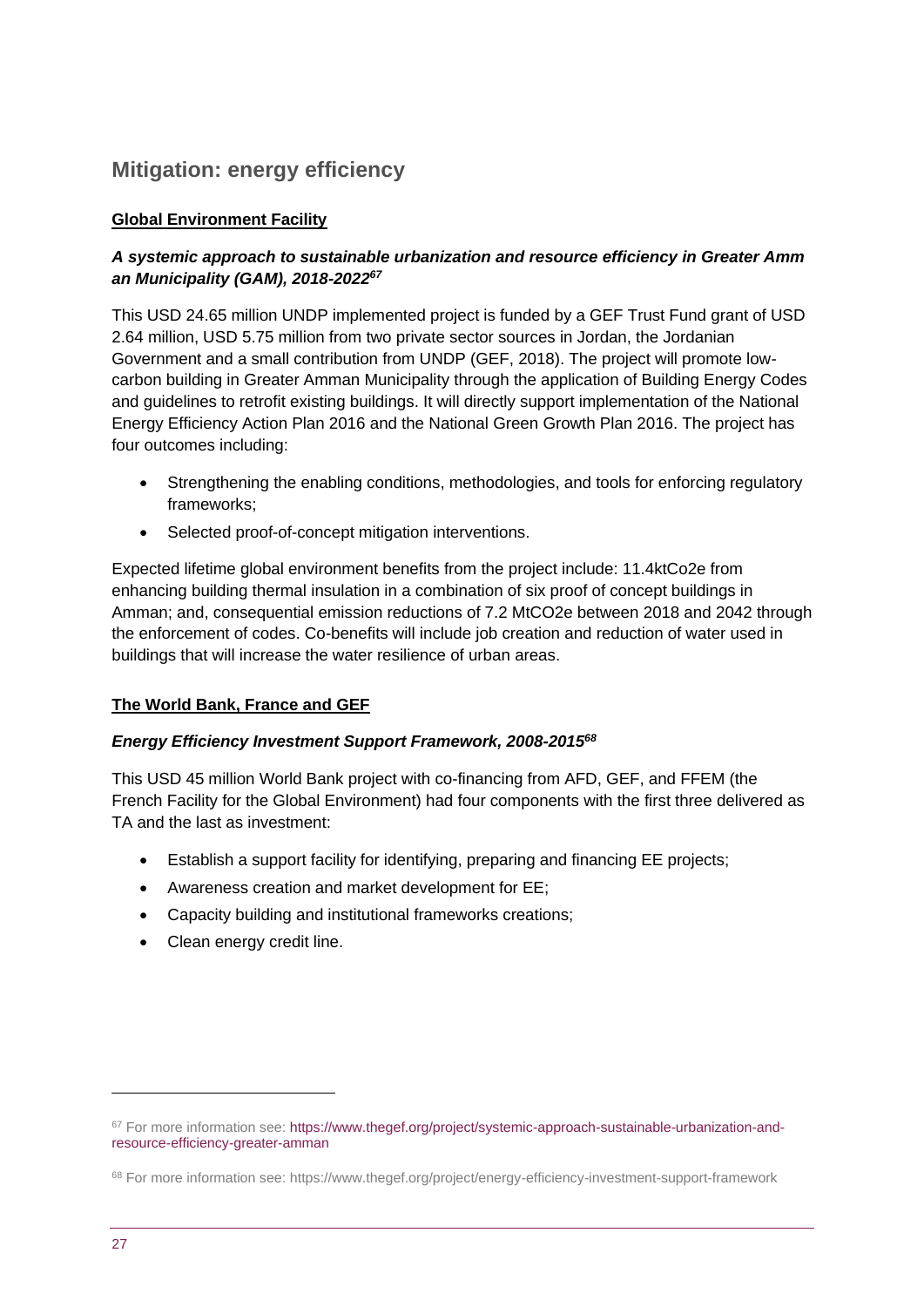## Mitigation: energy efficiency

**Global Environment Facility**

***A systemic approach to sustainable urbanization and resource efficiency in Greater Amman Municipality (GAM), 2018-2022[67]***

This USD 24.65 million UNDP implemented project is funded by a GEF Trust Fund grant of USD 2.64 million, USD 5.75 million from two private sector sources in Jordan, the Jordanian Government and a small contribution from UNDP (GEF, 2018). The project will promote low-carbon building in Greater Amman Municipality through the application of Building Energy Codes and guidelines to retrofit existing buildings. It will directly support implementation of the National Energy Efficiency Action Plan 2016 and the National Green Growth Plan 2016. The project has four outcomes including:

- Strengthening the enabling conditions, methodologies, and tools for enforcing regulatory frameworks;
- Selected proof-of-concept mitigation interventions.

Expected lifetime global environment benefits from the project include: 11.4ktCo2e from enhancing building thermal insulation in a combination of six proof of concept buildings in Amman; and, consequential emission reductions of 7.2 MtCO2e between 2018 and 2042 through the enforcement of codes. Co-benefits will include job creation and reduction of water used in buildings that will increase the water resilience of urban areas.

**The World Bank, France and GEF**

***Energy Efficiency Investment Support Framework, 2008-2015[68]***

This USD 45 million World Bank project with co-financing from AFD, GEF, and FFEM (the French Facility for the Global Environment) had four components with the first three delivered as TA and the last as investment:

- Establish a support facility for identifying, preparing and financing EE projects;
- Awareness creation and market development for EE;
- Capacity building and institutional frameworks creations;
- Clean energy credit line.

[67] For more information see: https://www.thegef.org/project/systemic-approach-sustainable-urbanization-and-resource-efficiency-greater-amman

[68] For more information see: https://www.thegef.org/project/energy-efficiency-investment-support-framework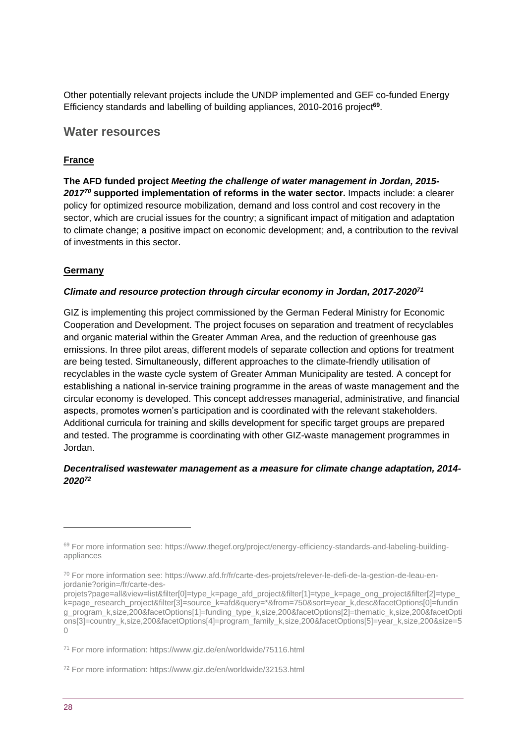Other potentially relevant projects include the UNDP implemented and GEF co-funded Energy Efficiency standards and labelling of building appliances, 2010-2016 project[69].

## Water resources

### France

**The AFD funded project *Meeting the challenge of water management in Jordan, 2015-2017*[70] supported implementation of reforms in the water sector.** Impacts include: a clearer policy for optimized resource mobilization, demand and loss control and cost recovery in the sector, which are crucial issues for the country; a significant impact of mitigation and adaptation to climate change; a positive impact on economic development; and, a contribution to the revival of investments in this sector.

### Germany

***Climate and resource protection through circular economy in Jordan, 2017-2020*[71]**

GIZ is implementing this project commissioned by the German Federal Ministry for Economic Cooperation and Development. The project focuses on separation and treatment of recyclables and organic material within the Greater Amman Area, and the reduction of greenhouse gas emissions. In three pilot areas, different models of separate collection and options for treatment are being tested. Simultaneously, different approaches to the climate-friendly utilisation of recyclables in the waste cycle system of Greater Amman Municipality are tested. A concept for establishing a national in-service training programme in the areas of waste management and the circular economy is developed. This concept addresses managerial, administrative, and financial aspects, promotes women's participation and is coordinated with the relevant stakeholders. Additional curricula for training and skills development for specific target groups are prepared and tested. The programme is coordinating with other GIZ-waste management programmes in Jordan.

***Decentralised wastewater management as a measure for climate change adaptation, 2014-2020*[72]**

---

[69] For more information see: https://www.thegef.org/project/energy-efficiency-standards-and-labeling-building-appliances

[70] For more information see: https://www.afd.fr/fr/carte-des-projets/relever-le-defi-de-la-gestion-de-leau-en-jordanie?origin=/fr/carte-des-projets?page=all&view=list&filter[0]=type_k=page_afd_project&filter[1]=type_k=page_ong_project&filter[2]=type_k=page_research_project&filter[3]=source_k=afd&query=*&from=750&sort=year_k,desc&facetOptions[0]=funding_program_k,size,200&facetOptions[1]=funding_type_k,size,200&facetOptions[2]=thematic_k,size,200&facetOptions[3]=country_k,size,200&facetOptions[4]=program_family_k,size,200&facetOptions[5]=year_k,size,200&size=50

[71] For more information: https://www.giz.de/en/worldwide/75116.html

[72] For more information: https://www.giz.de/en/worldwide/32153.html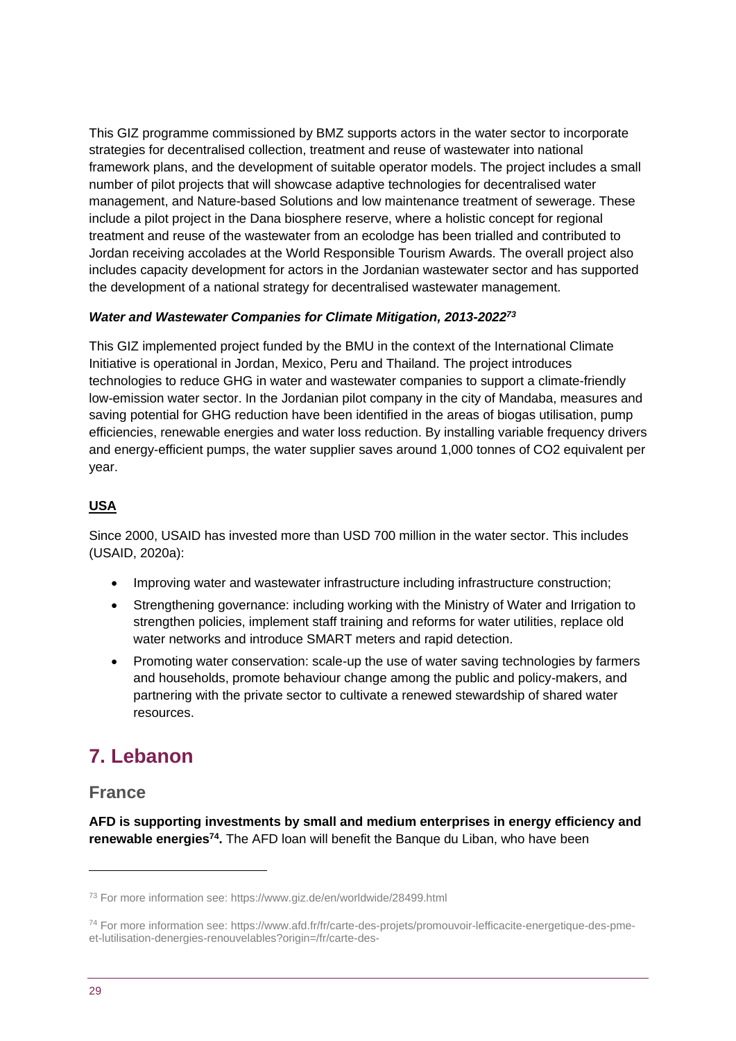This GIZ programme commissioned by BMZ supports actors in the water sector to incorporate strategies for decentralised collection, treatment and reuse of wastewater into national framework plans, and the development of suitable operator models. The project includes a small number of pilot projects that will showcase adaptive technologies for decentralised water management, and Nature-based Solutions and low maintenance treatment of sewerage. These include a pilot project in the Dana biosphere reserve, where a holistic concept for regional treatment and reuse of the wastewater from an ecolodge has been trialled and contributed to Jordan receiving accolades at the World Responsible Tourism Awards. The overall project also includes capacity development for actors in the Jordanian wastewater sector and has supported the development of a national strategy for decentralised wastewater management.

***Water and Wastewater Companies for Climate Mitigation, 2013-2022***[73]

This GIZ implemented project funded by the BMU in the context of the International Climate Initiative is operational in Jordan, Mexico, Peru and Thailand. The project introduces technologies to reduce GHG in water and wastewater companies to support a climate-friendly low-emission water sector. In the Jordanian pilot company in the city of Mandaba, measures and saving potential for GHG reduction have been identified in the areas of biogas utilisation, pump efficiencies, renewable energies and water loss reduction. By installing variable frequency drivers and energy-efficient pumps, the water supplier saves around 1,000 tonnes of CO2 equivalent per year.

### USA

Since 2000, USAID has invested more than USD 700 million in the water sector. This includes (USAID, 2020a):

- Improving water and wastewater infrastructure including infrastructure construction;
- Strengthening governance: including working with the Ministry of Water and Irrigation to strengthen policies, implement staff training and reforms for water utilities, replace old water networks and introduce SMART meters and rapid detection.
- Promoting water conservation: scale-up the use of water saving technologies by farmers and households, promote behaviour change among the public and policy-makers, and partnering with the private sector to cultivate a renewed stewardship of shared water resources.

# 7. Lebanon

## France

**AFD is supporting investments by small and medium enterprises in energy efficiency and renewable energies[74].** The AFD loan will benefit the Banque du Liban, who have been

[73] For more information see: https://www.giz.de/en/worldwide/28499.html

[74] For more information see: https://www.afd.fr/fr/carte-des-projets/promouvoir-lefficacite-energetique-des-pme-et-lutilisation-denergies-renouvelables?origin=/fr/carte-des-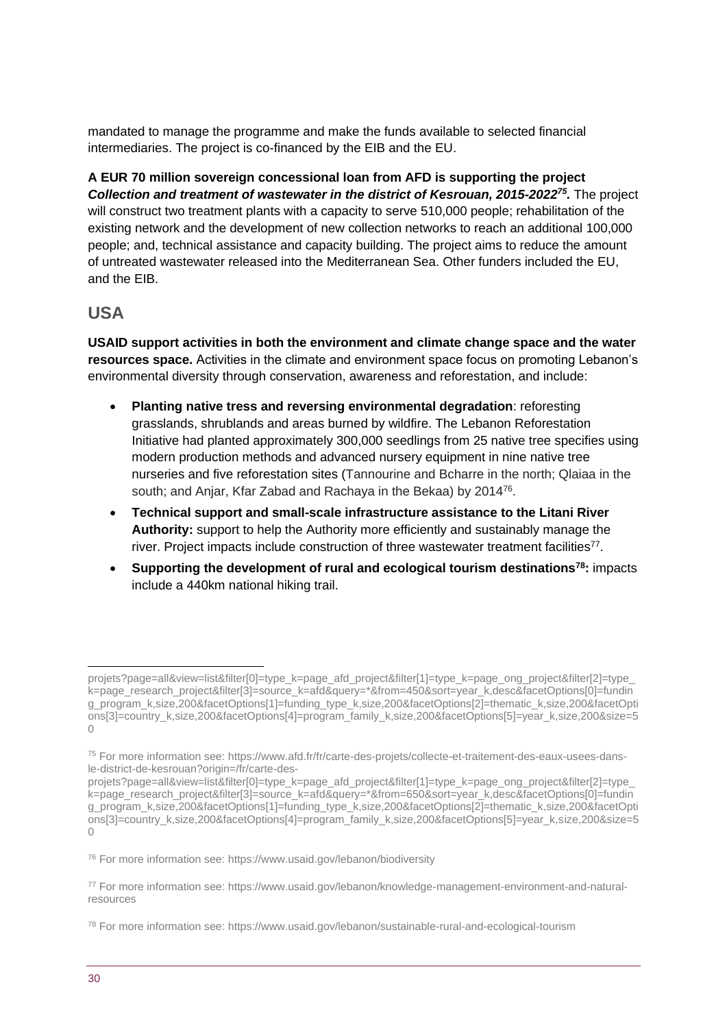mandated to manage the programme and make the funds available to selected financial intermediaries. The project is co-financed by the EIB and the EU.

**A EUR 70 million sovereign concessional loan from AFD is supporting the project *Collection and treatment of wastewater in the district of Kesrouan, 2015-2022*[75].** The project will construct two treatment plants with a capacity to serve 510,000 people; rehabilitation of the existing network and the development of new collection networks to reach an additional 100,000 people; and, technical assistance and capacity building. The project aims to reduce the amount of untreated wastewater released into the Mediterranean Sea. Other funders included the EU, and the EIB.

## USA

**USAID support activities in both the environment and climate change space and the water resources space.** Activities in the climate and environment space focus on promoting Lebanon's environmental diversity through conservation, awareness and reforestation, and include:

- **Planting native tress and reversing environmental degradation**: reforesting grasslands, shrublands and areas burned by wildfire. The Lebanon Reforestation Initiative had planted approximately 300,000 seedlings from 25 native tree specifies using modern production methods and advanced nursery equipment in nine native tree nurseries and five reforestation sites (Tannourine and Bcharre in the north; Qlaiaa in the south; and Anjar, Kfar Zabad and Rachaya in the Bekaa) by 2014[76].
- **Technical support and small-scale infrastructure assistance to the Litani River Authority:** support to help the Authority more efficiently and sustainably manage the river. Project impacts include construction of three wastewater treatment facilities[77].
- **Supporting the development of rural and ecological tourism destinations[78]:** impacts include a 440km national hiking trail.

---

projets?page=all&view=list&filter[0]=type_k=page_afd_project&filter[1]=type_k=page_ong_project&filter[2]=type_k=page_research_project&filter[3]=source_k=afd&query=*&from=450&sort=year_k,desc&facetOptions[0]=funding_program_k,size,200&facetOptions[1]=funding_type_k,size,200&facetOptions[2]=thematic_k,size,200&facetOptions[3]=country_k,size,200&facetOptions[4]=program_family_k,size,200&facetOptions[5]=year_k,size,200&size=50

[75] For more information see: https://www.afd.fr/fr/carte-des-projets/collecte-et-traitement-des-eaux-usees-dans-le-district-de-kesrouan?origin=/fr/carte-des-projets?page=all&view=list&filter[0]=type_k=page_afd_project&filter[1]=type_k=page_ong_project&filter[2]=type_k=page_research_project&filter[3]=source_k=afd&query=*&from=650&sort=year_k,desc&facetOptions[0]=funding_program_k,size,200&facetOptions[1]=funding_type_k,size,200&facetOptions[2]=thematic_k,size,200&facetOptions[3]=country_k,size,200&facetOptions[4]=program_family_k,size,200&facetOptions[5]=year_k,size,200&size=50

[76] For more information see: https://www.usaid.gov/lebanon/biodiversity

[77] For more information see: https://www.usaid.gov/lebanon/knowledge-management-environment-and-natural-resources

[78] For more information see: https://www.usaid.gov/lebanon/sustainable-rural-and-ecological-tourism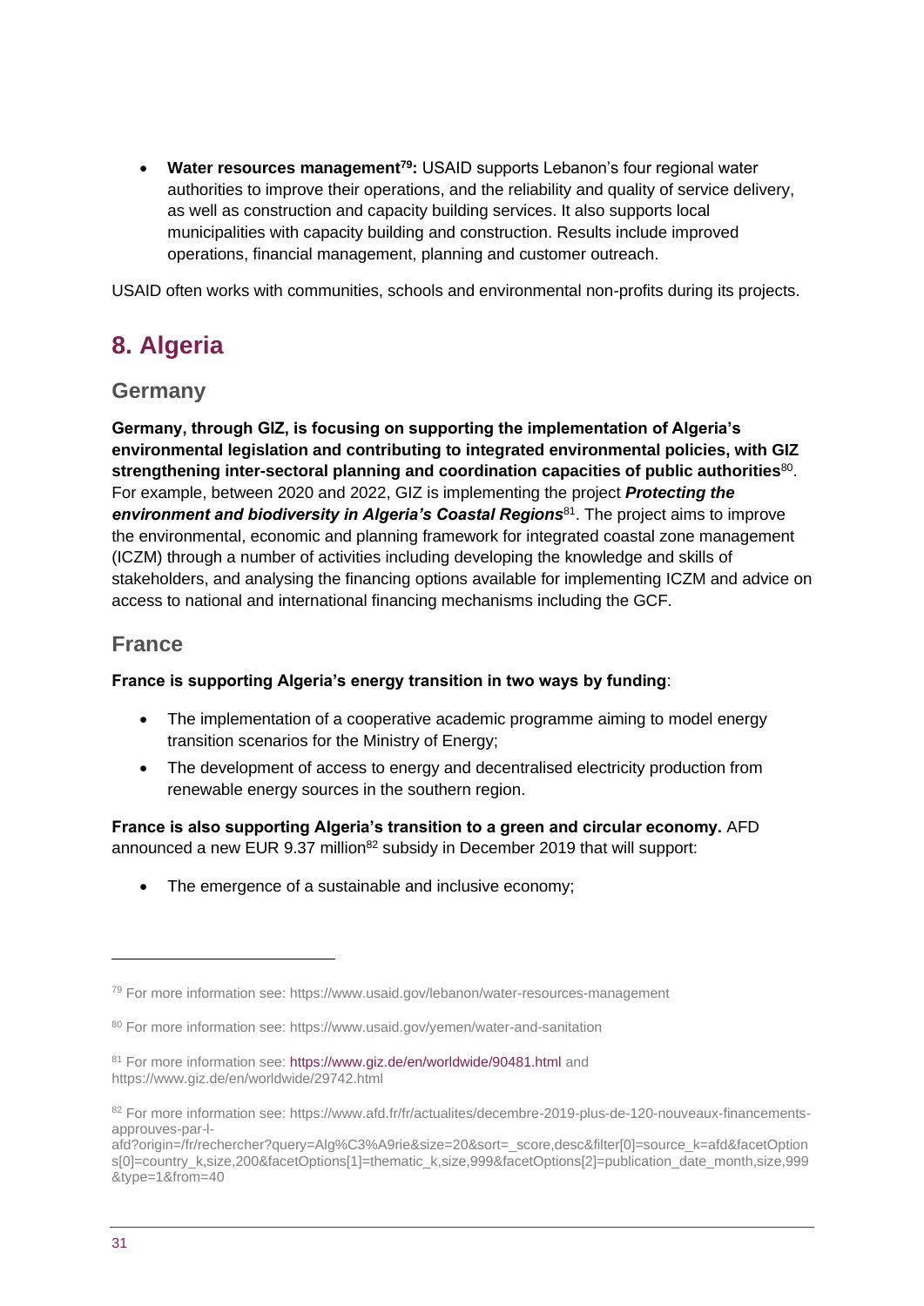- **Water resources management[79]:** USAID supports Lebanon's four regional water authorities to improve their operations, and the reliability and quality of service delivery, as well as construction and capacity building services. It also supports local municipalities with capacity building and construction. Results include improved operations, financial management, planning and customer outreach.

USAID often works with communities, schools and environmental non-profits during its projects.

## 8. Algeria

### Germany

**Germany, through GIZ, is focusing on supporting the implementation of Algeria's environmental legislation and contributing to integrated environmental policies, with GIZ strengthening inter-sectoral planning and coordination capacities of public authorities**[80]. For example, between 2020 and 2022, GIZ is implementing the project ***Protecting the environment and biodiversity in Algeria's Coastal Regions***[81]. The project aims to improve the environmental, economic and planning framework for integrated coastal zone management (ICZM) through a number of activities including developing the knowledge and skills of stakeholders, and analysing the financing options available for implementing ICZM and advice on access to national and international financing mechanisms including the GCF.

### France

**France is supporting Algeria's energy transition in two ways by funding**:

- The implementation of a cooperative academic programme aiming to model energy transition scenarios for the Ministry of Energy;
- The development of access to energy and decentralised electricity production from renewable energy sources in the southern region.

**France is also supporting Algeria's transition to a green and circular economy.** AFD announced a new EUR 9.37 million[82] subsidy in December 2019 that will support:

- The emergence of a sustainable and inclusive economy;

---

[79] For more information see: https://www.usaid.gov/lebanon/water-resources-management

[80] For more information see: https://www.usaid.gov/yemen/water-and-sanitation

[81] For more information see: https://www.giz.de/en/worldwide/90481.html and https://www.giz.de/en/worldwide/29742.html

[82] For more information see: https://www.afd.fr/fr/actualites/decembre-2019-plus-de-120-nouveaux-financements-approuves-par-l-afd?origin=/fr/rechercher?query=Alg%C3%A9rie&size=20&sort=_score,desc&filter[0]=source_k=afd&facetOptions[0]=country_k,size,200&facetOptions[1]=thematic_k,size,999&facetOptions[2]=publication_date_month,size,999&type=1&from=40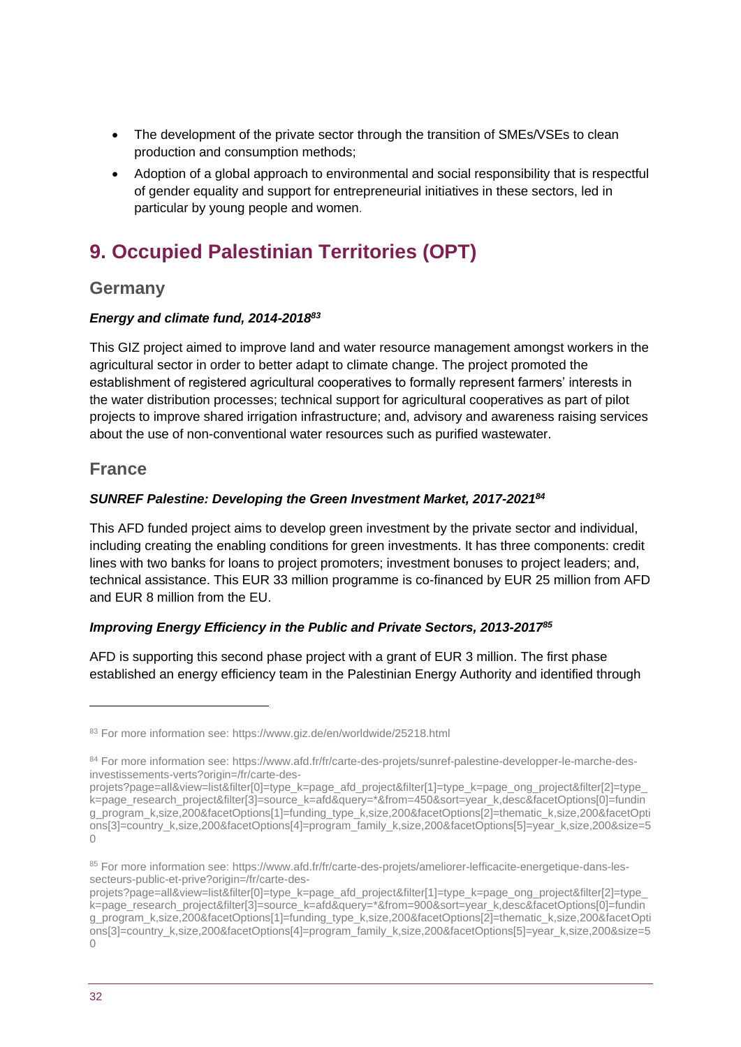- The development of the private sector through the transition of SMEs/VSEs to clean production and consumption methods;
- Adoption of a global approach to environmental and social responsibility that is respectful of gender equality and support for entrepreneurial initiatives in these sectors, led in particular by young people and women.

# 9. Occupied Palestinian Territories (OPT)

## Germany

### *Energy and climate fund, 2014-2018*[83]

This GIZ project aimed to improve land and water resource management amongst workers in the agricultural sector in order to better adapt to climate change. The project promoted the establishment of registered agricultural cooperatives to formally represent farmers' interests in the water distribution processes; technical support for agricultural cooperatives as part of pilot projects to improve shared irrigation infrastructure; and, advisory and awareness raising services about the use of non-conventional water resources such as purified wastewater.

## France

### *SUNREF Palestine: Developing the Green Investment Market, 2017-2021*[84]

This AFD funded project aims to develop green investment by the private sector and individual, including creating the enabling conditions for green investments. It has three components: credit lines with two banks for loans to project promoters; investment bonuses to project leaders; and, technical assistance. This EUR 33 million programme is co-financed by EUR 25 million from AFD and EUR 8 million from the EU.

### *Improving Energy Efficiency in the Public and Private Sectors, 2013-2017*[85]

AFD is supporting this second phase project with a grant of EUR 3 million. The first phase established an energy efficiency team in the Palestinian Energy Authority and identified through

---

[83] For more information see: https://www.giz.de/en/worldwide/25218.html

[84] For more information see: https://www.afd.fr/fr/carte-des-projets/sunref-palestine-developper-le-marche-des-investissements-verts?origin=/fr/carte-des-projets?page=all&view=list&filter[0]=type_k=page_afd_project&filter[1]=type_k=page_ong_project&filter[2]=type_k=page_research_project&filter[3]=source_k=afd&query=*&from=450&sort=year_k,desc&facetOptions[0]=funding_program_k,size,200&facetOptions[1]=funding_type_k,size,200&facetOptions[2]=thematic_k,size,200&facetOptions[3]=country_k,size,200&facetOptions[4]=program_family_k,size,200&facetOptions[5]=year_k,size,200&size=50

[85] For more information see: https://www.afd.fr/fr/carte-des-projets/ameliorer-lefficacite-energetique-dans-les-secteurs-public-et-prive?origin=/fr/carte-des-projets?page=all&view=list&filter[0]=type_k=page_afd_project&filter[1]=type_k=page_ong_project&filter[2]=type_k=page_research_project&filter[3]=source_k=afd&query=*&from=900&sort=year_k,desc&facetOptions[0]=funding_program_k,size,200&facetOptions[1]=funding_type_k,size,200&facetOptions[2]=thematic_k,size,200&facetOptions[3]=country_k,size,200&facetOptions[4]=program_family_k,size,200&facetOptions[5]=year_k,size,200&size=50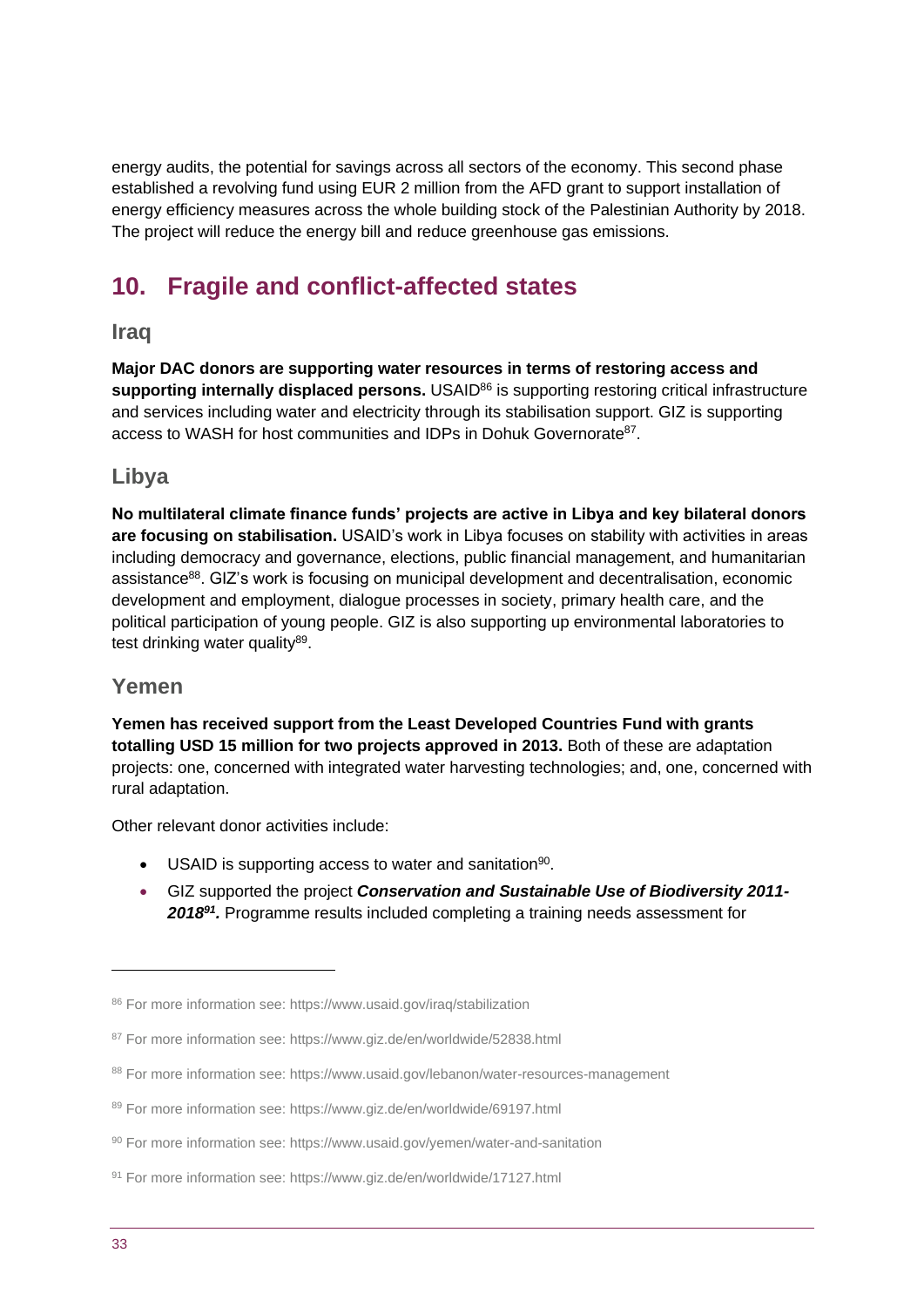energy audits, the potential for savings across all sectors of the economy. This second phase established a revolving fund using EUR 2 million from the AFD grant to support installation of energy efficiency measures across the whole building stock of the Palestinian Authority by 2018. The project will reduce the energy bill and reduce greenhouse gas emissions.

## 10. Fragile and conflict-affected states

### Iraq

**Major DAC donors are supporting water resources in terms of restoring access and supporting internally displaced persons.** USAID[86] is supporting restoring critical infrastructure and services including water and electricity through its stabilisation support. GIZ is supporting access to WASH for host communities and IDPs in Dohuk Governorate[87].

### Libya

**No multilateral climate finance funds' projects are active in Libya and key bilateral donors are focusing on stabilisation.** USAID's work in Libya focuses on stability with activities in areas including democracy and governance, elections, public financial management, and humanitarian assistance[88]. GIZ's work is focusing on municipal development and decentralisation, economic development and employment, dialogue processes in society, primary health care, and the political participation of young people. GIZ is also supporting up environmental laboratories to test drinking water quality[89].

### Yemen

**Yemen has received support from the Least Developed Countries Fund with grants totalling USD 15 million for two projects approved in 2013.** Both of these are adaptation projects: one, concerned with integrated water harvesting technologies; and, one, concerned with rural adaptation.

Other relevant donor activities include:

- USAID is supporting access to water and sanitation[90].
- GIZ supported the project ***Conservation and Sustainable Use of Biodiversity 2011-2018***[91]. Programme results included completing a training needs assessment for

---

[86] For more information see: https://www.usaid.gov/iraq/stabilization

[87] For more information see: https://www.giz.de/en/worldwide/52838.html

[88] For more information see: https://www.usaid.gov/lebanon/water-resources-management

[89] For more information see: https://www.giz.de/en/worldwide/69197.html

[90] For more information see: https://www.usaid.gov/yemen/water-and-sanitation

[91] For more information see: https://www.giz.de/en/worldwide/17127.html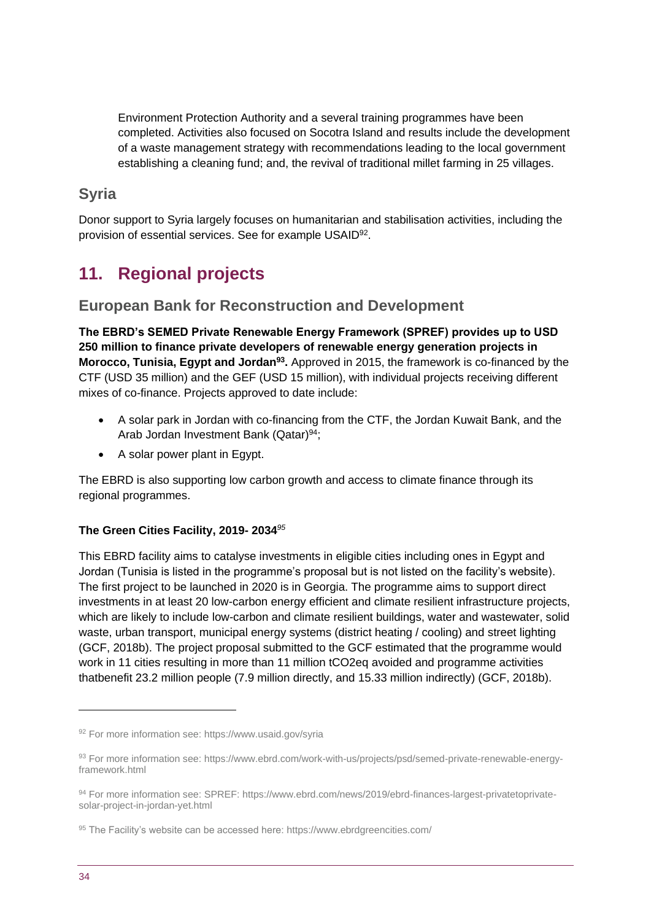Environment Protection Authority and a several training programmes have been completed. Activities also focused on Socotra Island and results include the development of a waste management strategy with recommendations leading to the local government establishing a cleaning fund; and, the revival of traditional millet farming in 25 villages.

### Syria

Donor support to Syria largely focuses on humanitarian and stabilisation activities, including the provision of essential services. See for example USAID[92].

## 11. Regional projects

### European Bank for Reconstruction and Development

**The EBRD's SEMED Private Renewable Energy Framework (SPREF) provides up to USD 250 million to finance private developers of renewable energy generation projects in Morocco, Tunisia, Egypt and Jordan[93].** Approved in 2015, the framework is co-financed by the CTF (USD 35 million) and the GEF (USD 15 million), with individual projects receiving different mixes of co-finance. Projects approved to date include:

- A solar park in Jordan with co-financing from the CTF, the Jordan Kuwait Bank, and the Arab Jordan Investment Bank (Qatar)[94];
- A solar power plant in Egypt.

The EBRD is also supporting low carbon growth and access to climate finance through its regional programmes.

#### The Green Cities Facility, 2019- 2034[95]

This EBRD facility aims to catalyse investments in eligible cities including ones in Egypt and Jordan (Tunisia is listed in the programme's proposal but is not listed on the facility's website). The first project to be launched in 2020 is in Georgia. The programme aims to support direct investments in at least 20 low-carbon energy efficient and climate resilient infrastructure projects, which are likely to include low-carbon and climate resilient buildings, water and wastewater, solid waste, urban transport, municipal energy systems (district heating / cooling) and street lighting (GCF, 2018b). The project proposal submitted to the GCF estimated that the programme would work in 11 cities resulting in more than 11 million tCO2eq avoided and programme activities thatbenefit 23.2 million people (7.9 million directly, and 15.33 million indirectly) (GCF, 2018b).

---

[92] For more information see: https://www.usaid.gov/syria

[93] For more information see: https://www.ebrd.com/work-with-us/projects/psd/semed-private-renewable-energy-framework.html

[94] For more information see: SPREF: https://www.ebrd.com/news/2019/ebrd-finances-largest-privatetoprivate-solar-project-in-jordan-yet.html

[95] The Facility's website can be accessed here: https://www.ebrdgreencities.com/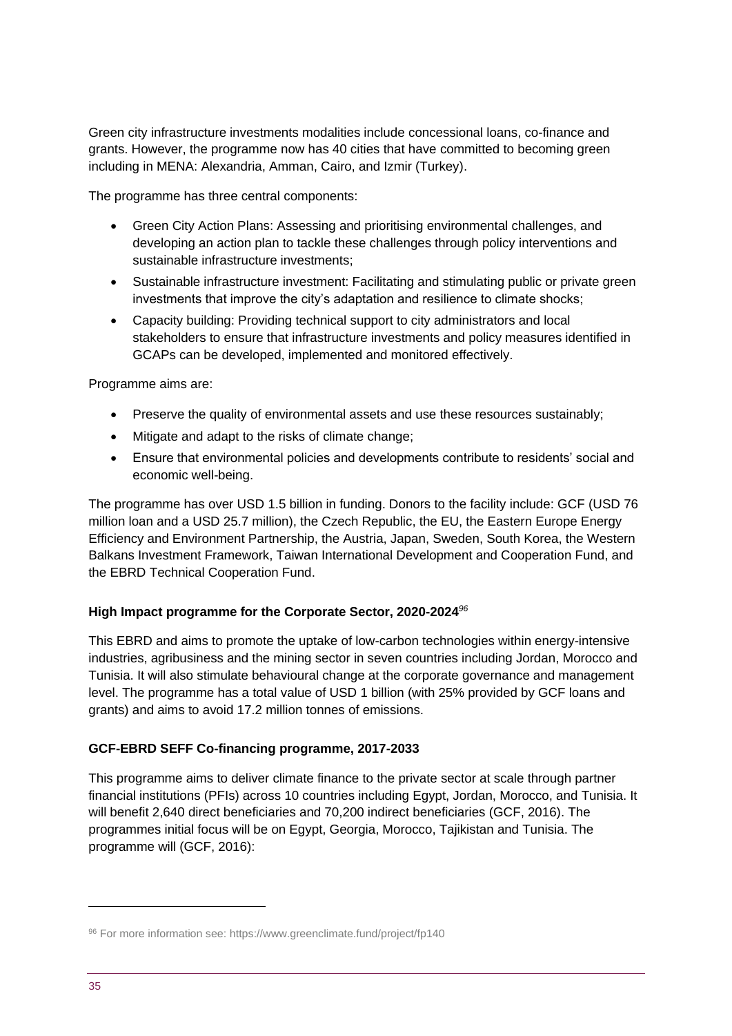Green city infrastructure investments modalities include concessional loans, co-finance and grants. However, the programme now has 40 cities that have committed to becoming green including in MENA: Alexandria, Amman, Cairo, and Izmir (Turkey).

The programme has three central components:

- Green City Action Plans: Assessing and prioritising environmental challenges, and developing an action plan to tackle these challenges through policy interventions and sustainable infrastructure investments;
- Sustainable infrastructure investment: Facilitating and stimulating public or private green investments that improve the city's adaptation and resilience to climate shocks;
- Capacity building: Providing technical support to city administrators and local stakeholders to ensure that infrastructure investments and policy measures identified in GCAPs can be developed, implemented and monitored effectively.

Programme aims are:

- Preserve the quality of environmental assets and use these resources sustainably;
- Mitigate and adapt to the risks of climate change;
- Ensure that environmental policies and developments contribute to residents' social and economic well-being.

The programme has over USD 1.5 billion in funding. Donors to the facility include: GCF (USD 76 million loan and a USD 25.7 million), the Czech Republic, the EU, the Eastern Europe Energy Efficiency and Environment Partnership, the Austria, Japan, Sweden, South Korea, the Western Balkans Investment Framework, Taiwan International Development and Cooperation Fund, and the EBRD Technical Cooperation Fund.

**High Impact programme for the Corporate Sector, 2020-2024**[96]

This EBRD and aims to promote the uptake of low-carbon technologies within energy-intensive industries, agribusiness and the mining sector in seven countries including Jordan, Morocco and Tunisia. It will also stimulate behavioural change at the corporate governance and management level. The programme has a total value of USD 1 billion (with 25% provided by GCF loans and grants) and aims to avoid 17.2 million tonnes of emissions.

**GCF-EBRD SEFF Co-financing programme, 2017-2033**

This programme aims to deliver climate finance to the private sector at scale through partner financial institutions (PFIs) across 10 countries including Egypt, Jordan, Morocco, and Tunisia. It will benefit 2,640 direct beneficiaries and 70,200 indirect beneficiaries (GCF, 2016). The programmes initial focus will be on Egypt, Georgia, Morocco, Tajikistan and Tunisia. The programme will (GCF, 2016):

---

[96] For more information see: https://www.greenclimate.fund/project/fp140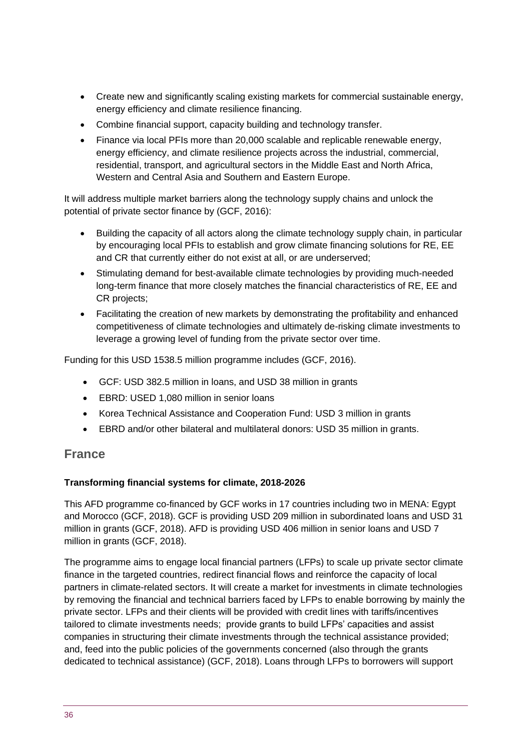- Create new and significantly scaling existing markets for commercial sustainable energy, energy efficiency and climate resilience financing.
- Combine financial support, capacity building and technology transfer.
- Finance via local PFIs more than 20,000 scalable and replicable renewable energy, energy efficiency, and climate resilience projects across the industrial, commercial, residential, transport, and agricultural sectors in the Middle East and North Africa, Western and Central Asia and Southern and Eastern Europe.

It will address multiple market barriers along the technology supply chains and unlock the potential of private sector finance by (GCF, 2016):

- Building the capacity of all actors along the climate technology supply chain, in particular by encouraging local PFIs to establish and grow climate financing solutions for RE, EE and CR that currently either do not exist at all, or are underserved;
- Stimulating demand for best-available climate technologies by providing much-needed long-term finance that more closely matches the financial characteristics of RE, EE and CR projects;
- Facilitating the creation of new markets by demonstrating the profitability and enhanced competitiveness of climate technologies and ultimately de-risking climate investments to leverage a growing level of funding from the private sector over time.

Funding for this USD 1538.5 million programme includes (GCF, 2016).

- GCF: USD 382.5 million in loans, and USD 38 million in grants
- EBRD: USED 1,080 million in senior loans
- Korea Technical Assistance and Cooperation Fund: USD 3 million in grants
- EBRD and/or other bilateral and multilateral donors: USD 35 million in grants.

## France

**Transforming financial systems for climate, 2018-2026**

This AFD programme co-financed by GCF works in 17 countries including two in MENA: Egypt and Morocco (GCF, 2018). GCF is providing USD 209 million in subordinated loans and USD 31 million in grants (GCF, 2018). AFD is providing USD 406 million in senior loans and USD 7 million in grants (GCF, 2018).

The programme aims to engage local financial partners (LFPs) to scale up private sector climate finance in the targeted countries, redirect financial flows and reinforce the capacity of local partners in climate-related sectors. It will create a market for investments in climate technologies by removing the financial and technical barriers faced by LFPs to enable borrowing by mainly the private sector. LFPs and their clients will be provided with credit lines with tariffs/incentives tailored to climate investments needs; provide grants to build LFPs' capacities and assist companies in structuring their climate investments through the technical assistance provided; and, feed into the public policies of the governments concerned (also through the grants dedicated to technical assistance) (GCF, 2018). Loans through LFPs to borrowers will support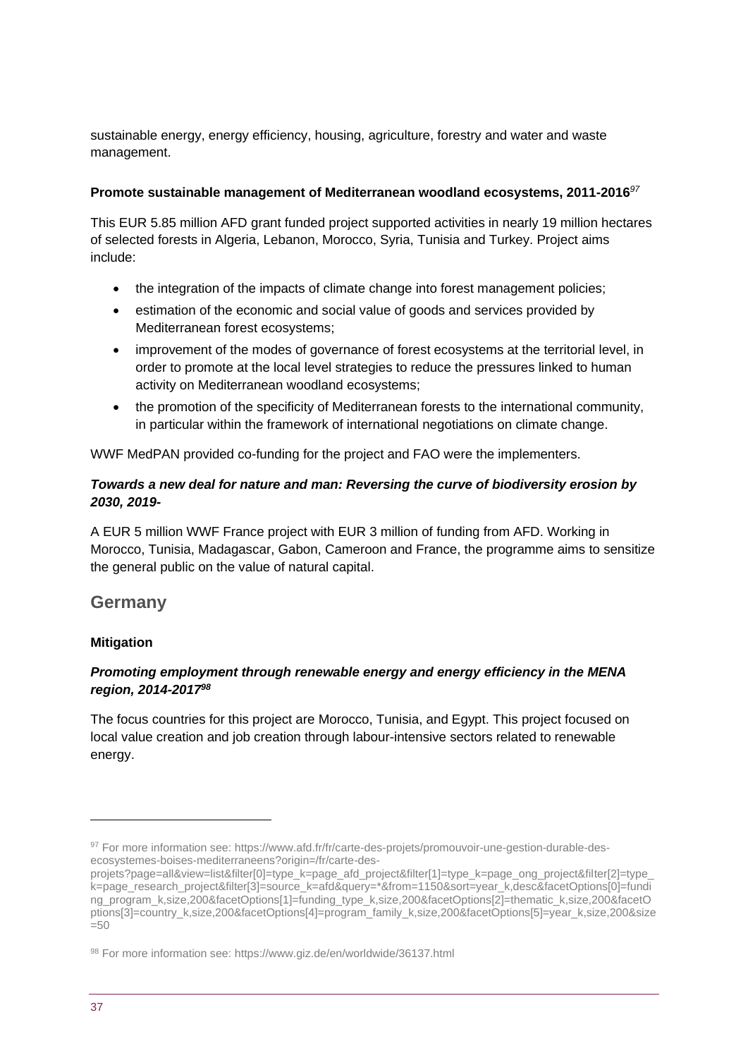sustainable energy, energy efficiency, housing, agriculture, forestry and water and waste management.

**Promote sustainable management of Mediterranean woodland ecosystems, 2011-2016**[97]

This EUR 5.85 million AFD grant funded project supported activities in nearly 19 million hectares of selected forests in Algeria, Lebanon, Morocco, Syria, Tunisia and Turkey. Project aims include:

- the integration of the impacts of climate change into forest management policies;
- estimation of the economic and social value of goods and services provided by Mediterranean forest ecosystems;
- improvement of the modes of governance of forest ecosystems at the territorial level, in order to promote at the local level strategies to reduce the pressures linked to human activity on Mediterranean woodland ecosystems;
- the promotion of the specificity of Mediterranean forests to the international community, in particular within the framework of international negotiations on climate change.

WWF MedPAN provided co-funding for the project and FAO were the implementers.

***Towards a new deal for nature and man: Reversing the curve of biodiversity erosion by 2030, 2019-***

A EUR 5 million WWF France project with EUR 3 million of funding from AFD. Working in Morocco, Tunisia, Madagascar, Gabon, Cameroon and France, the programme aims to sensitize the general public on the value of natural capital.

## Germany

**Mitigation**

***Promoting employment through renewable energy and energy efficiency in the MENA region, 2014-2017***[98]

The focus countries for this project are Morocco, Tunisia, and Egypt. This project focused on local value creation and job creation through labour-intensive sectors related to renewable energy.

---

[97] For more information see: https://www.afd.fr/fr/carte-des-projets/promouvoir-une-gestion-durable-des-ecosystemes-boises-mediterraneens?origin=/fr/carte-des-projets?page=all&view=list&filter[0]=type_k=page_afd_project&filter[1]=type_k=page_ong_project&filter[2]=type_k=page_research_project&filter[3]=source_k=afd&query=*&from=1150&sort=year_k,desc&facetOptions[0]=funding_program_k,size,200&facetOptions[1]=funding_type_k,size,200&facetOptions[2]=thematic_k,size,200&facetOptions[3]=country_k,size,200&facetOptions[4]=program_family_k,size,200&facetOptions[5]=year_k,size,200&size=50

[98] For more information see: https://www.giz.de/en/worldwide/36137.html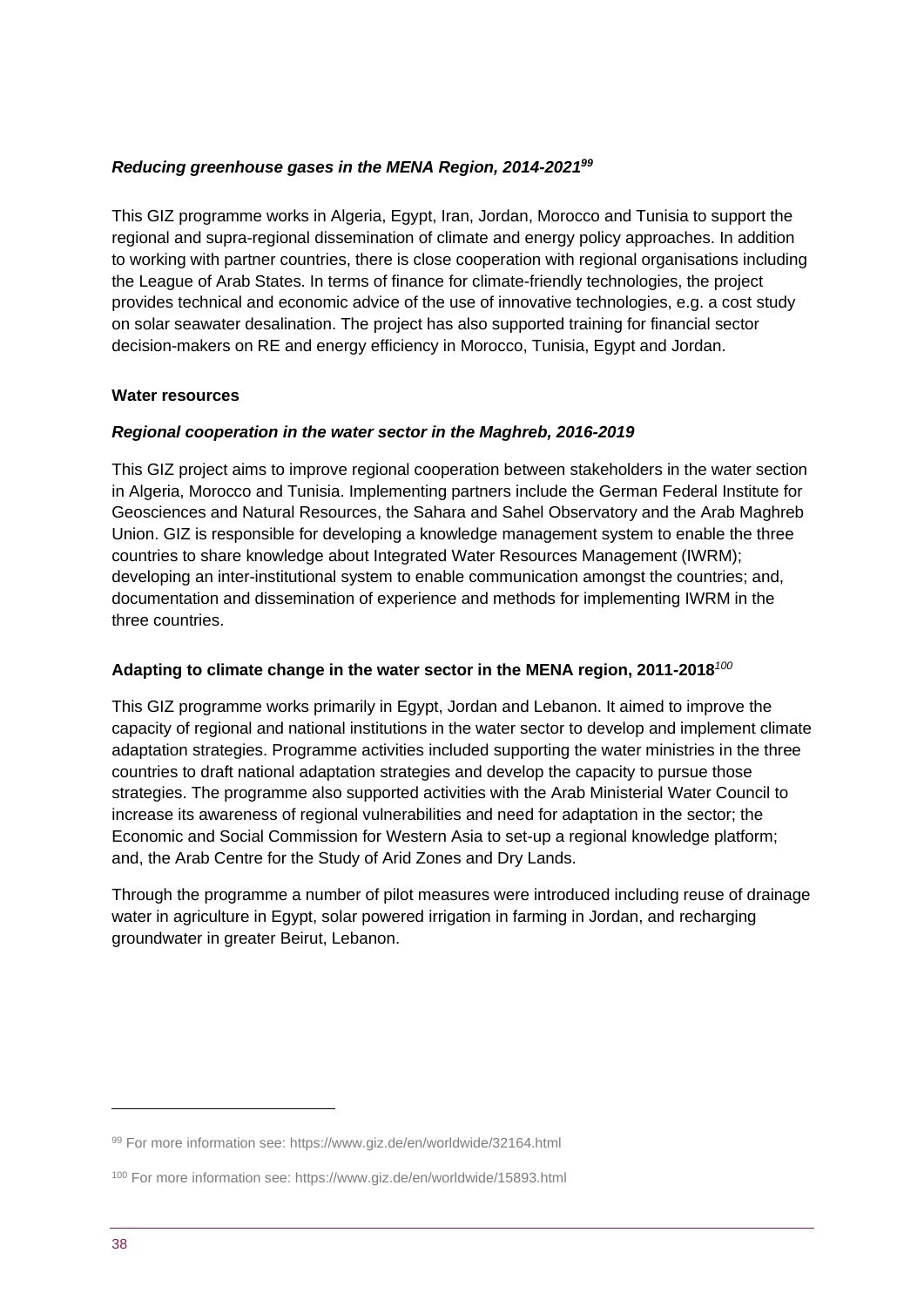***Reducing greenhouse gases in the MENA Region, 2014-2021***[99]

This GIZ programme works in Algeria, Egypt, Iran, Jordan, Morocco and Tunisia to support the regional and supra-regional dissemination of climate and energy policy approaches. In addition to working with partner countries, there is close cooperation with regional organisations including the League of Arab States. In terms of finance for climate-friendly technologies, the project provides technical and economic advice of the use of innovative technologies, e.g. a cost study on solar seawater desalination. The project has also supported training for financial sector decision-makers on RE and energy efficiency in Morocco, Tunisia, Egypt and Jordan.

**Water resources**

***Regional cooperation in the water sector in the Maghreb, 2016-2019***

This GIZ project aims to improve regional cooperation between stakeholders in the water section in Algeria, Morocco and Tunisia. Implementing partners include the German Federal Institute for Geosciences and Natural Resources, the Sahara and Sahel Observatory and the Arab Maghreb Union. GIZ is responsible for developing a knowledge management system to enable the three countries to share knowledge about Integrated Water Resources Management (IWRM); developing an inter-institutional system to enable communication amongst the countries; and, documentation and dissemination of experience and methods for implementing IWRM in the three countries.

**Adapting to climate change in the water sector in the MENA region, 2011-2018**[100]

This GIZ programme works primarily in Egypt, Jordan and Lebanon. It aimed to improve the capacity of regional and national institutions in the water sector to develop and implement climate adaptation strategies. Programme activities included supporting the water ministries in the three countries to draft national adaptation strategies and develop the capacity to pursue those strategies. The programme also supported activities with the Arab Ministerial Water Council to increase its awareness of regional vulnerabilities and need for adaptation in the sector; the Economic and Social Commission for Western Asia to set-up a regional knowledge platform; and, the Arab Centre for the Study of Arid Zones and Dry Lands.

Through the programme a number of pilot measures were introduced including reuse of drainage water in agriculture in Egypt, solar powered irrigation in farming in Jordan, and recharging groundwater in greater Beirut, Lebanon.

---

[99] For more information see: https://www.giz.de/en/worldwide/32164.html

[100] For more information see: https://www.giz.de/en/worldwide/15893.html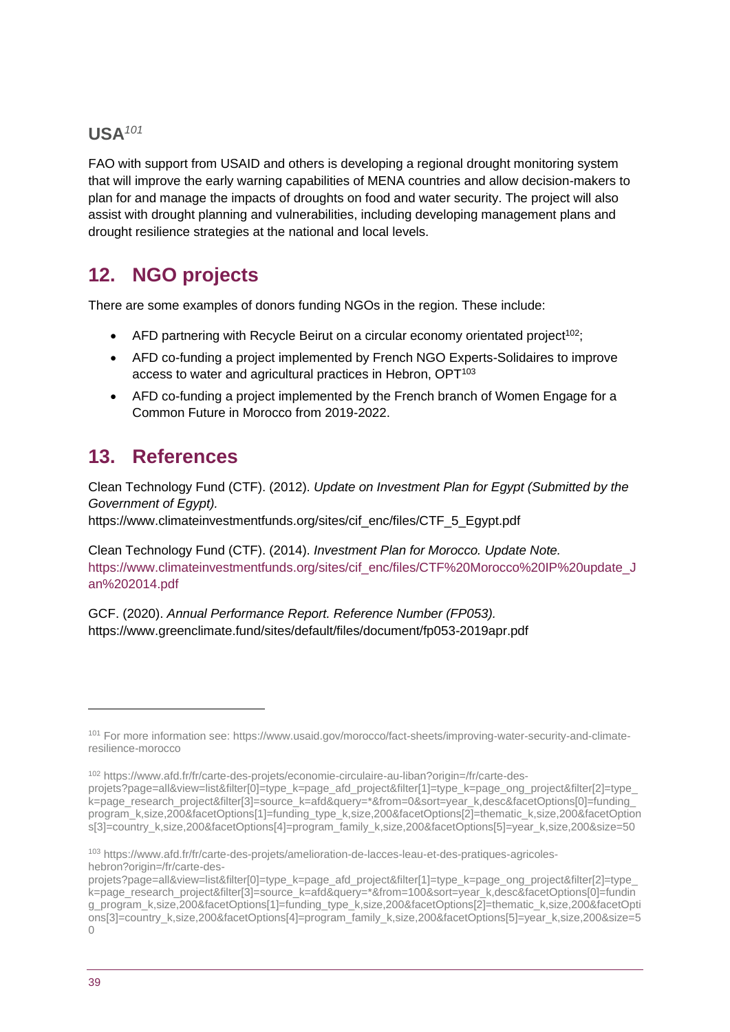### USA[101]

FAO with support from USAID and others is developing a regional drought monitoring system that will improve the early warning capabilities of MENA countries and allow decision-makers to plan for and manage the impacts of droughts on food and water security. The project will also assist with drought planning and vulnerabilities, including developing management plans and drought resilience strategies at the national and local levels.

## 12. NGO projects

There are some examples of donors funding NGOs in the region. These include:

- AFD partnering with Recycle Beirut on a circular economy orientated project[102];
- AFD co-funding a project implemented by French NGO Experts-Solidaires to improve access to water and agricultural practices in Hebron, OPT[103]
- AFD co-funding a project implemented by the French branch of Women Engage for a Common Future in Morocco from 2019-2022.

## 13. References

Clean Technology Fund (CTF). (2012). *Update on Investment Plan for Egypt (Submitted by the Government of Egypt).* https://www.climateinvestmentfunds.org/sites/cif_enc/files/CTF_5_Egypt.pdf

Clean Technology Fund (CTF). (2014). *Investment Plan for Morocco. Update Note.* https://www.climateinvestmentfunds.org/sites/cif_enc/files/CTF%20Morocco%20IP%20update_Jan%202014.pdf

GCF. (2020). *Annual Performance Report. Reference Number (FP053).* https://www.greenclimate.fund/sites/default/files/document/fp053-2019apr.pdf

---

[101] For more information see: https://www.usaid.gov/morocco/fact-sheets/improving-water-security-and-climate-resilience-morocco

[102] https://www.afd.fr/fr/carte-des-projets/economie-circulaire-au-liban?origin=/fr/carte-des-projets?page=all&view=list&filter[0]=type_k=page_afd_project&filter[1]=type_k=page_ong_project&filter[2]=type_k=page_research_project&filter[3]=source_k=afd&query=*&from=0&sort=year_k,desc&facetOptions[0]=funding_program_k,size,200&facetOptions[1]=funding_type_k,size,200&facetOptions[2]=thematic_k,size,200&facetOptions[3]=country_k,size,200&facetOptions[4]=program_family_k,size,200&facetOptions[5]=year_k,size,200&size=50

[103] https://www.afd.fr/fr/carte-des-projets/amelioration-de-lacces-leau-et-des-pratiques-agricoles-hebron?origin=/fr/carte-des-projets?page=all&view=list&filter[0]=type_k=page_afd_project&filter[1]=type_k=page_ong_project&filter[2]=type_k=page_research_project&filter[3]=source_k=afd&query=*&from=100&sort=year_k,desc&facetOptions[0]=funding_program_k,size,200&facetOptions[1]=funding_type_k,size,200&facetOptions[2]=thematic_k,size,200&facetOptions[3]=country_k,size,200&facetOptions[4]=program_family_k,size,200&facetOptions[5]=year_k,size,200&size=50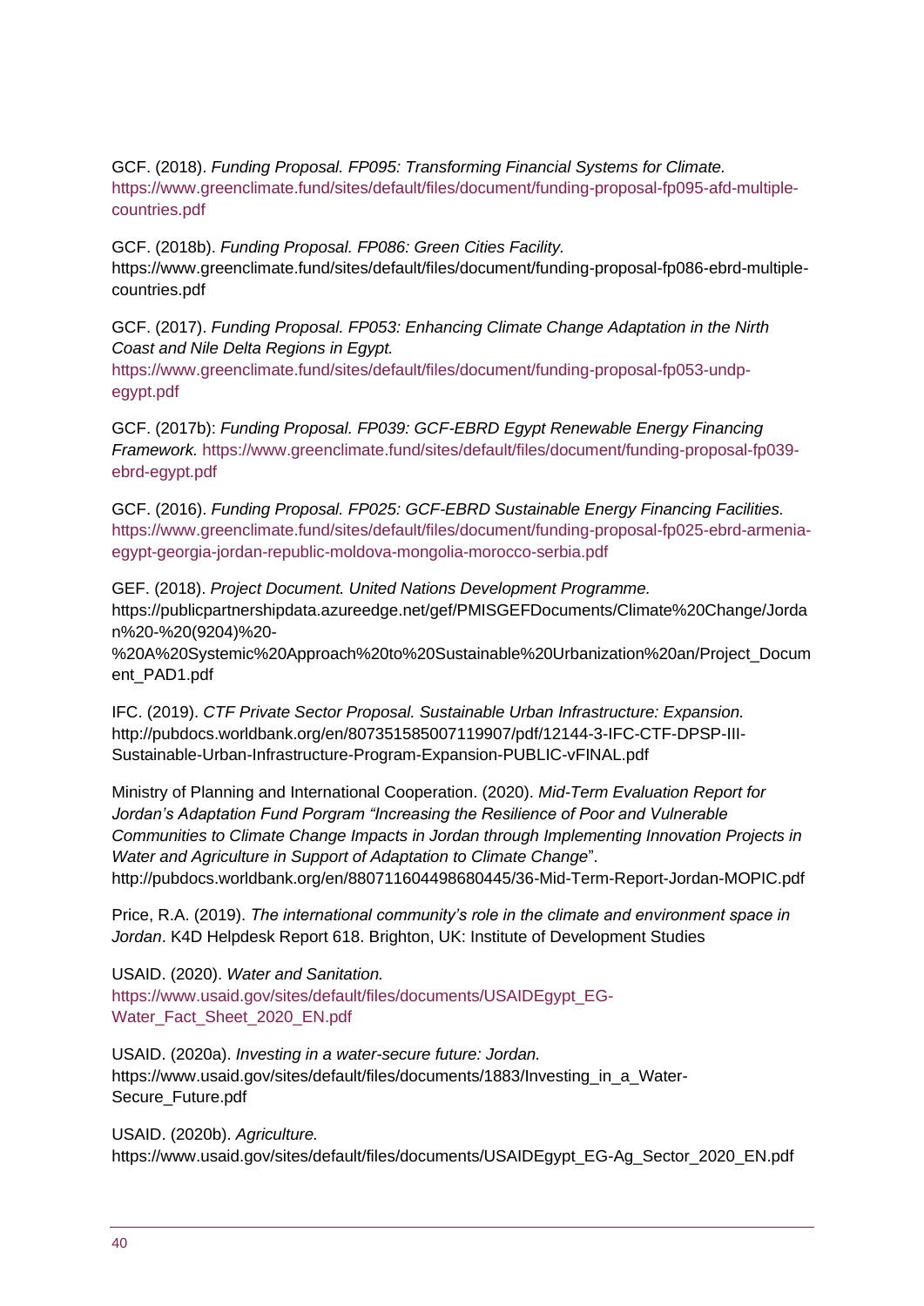GCF. (2018). *Funding Proposal. FP095: Transforming Financial Systems for Climate.* https://www.greenclimate.fund/sites/default/files/document/funding-proposal-fp095-afd-multiple-countries.pdf

GCF. (2018b). *Funding Proposal. FP086: Green Cities Facility.* https://www.greenclimate.fund/sites/default/files/document/funding-proposal-fp086-ebrd-multiple-countries.pdf

GCF. (2017). *Funding Proposal. FP053: Enhancing Climate Change Adaptation in the Nirth Coast and Nile Delta Regions in Egypt.* https://www.greenclimate.fund/sites/default/files/document/funding-proposal-fp053-undp-egypt.pdf

GCF. (2017b): *Funding Proposal. FP039: GCF-EBRD Egypt Renewable Energy Financing Framework.* https://www.greenclimate.fund/sites/default/files/document/funding-proposal-fp039-ebrd-egypt.pdf

GCF. (2016). *Funding Proposal. FP025: GCF-EBRD Sustainable Energy Financing Facilities.* https://www.greenclimate.fund/sites/default/files/document/funding-proposal-fp025-ebrd-armenia-egypt-georgia-jordan-republic-moldova-mongolia-morocco-serbia.pdf

GEF. (2018). *Project Document. United Nations Development Programme.* https://publicpartnershipdata.azureedge.net/gef/PMISGEFDocuments/Climate%20Change/Jordan%20-%20(9204)%20-%20A%20Systemic%20Approach%20to%20Sustainable%20Urbanization%20an/Project_Document_PAD1.pdf

IFC. (2019). *CTF Private Sector Proposal. Sustainable Urban Infrastructure: Expansion.* http://pubdocs.worldbank.org/en/807351585007119907/pdf/12144-3-IFC-CTF-DPSP-III-Sustainable-Urban-Infrastructure-Program-Expansion-PUBLIC-vFINAL.pdf

Ministry of Planning and International Cooperation. (2020). *Mid-Term Evaluation Report for Jordan's Adaptation Fund Porgram "Increasing the Resilience of Poor and Vulnerable Communities to Climate Change Impacts in Jordan through Implementing Innovation Projects in Water and Agriculture in Support of Adaptation to Climate Change*". http://pubdocs.worldbank.org/en/880711604498680445/36-Mid-Term-Report-Jordan-MOPIC.pdf

Price, R.A. (2019). *The international community's role in the climate and environment space in Jordan*. K4D Helpdesk Report 618. Brighton, UK: Institute of Development Studies

USAID. (2020). *Water and Sanitation.* https://www.usaid.gov/sites/default/files/documents/USAIDEgypt_EG-Water_Fact_Sheet_2020_EN.pdf

USAID. (2020a). *Investing in a water-secure future: Jordan.* https://www.usaid.gov/sites/default/files/documents/1883/Investing_in_a_Water-Secure_Future.pdf

USAID. (2020b). *Agriculture.* https://www.usaid.gov/sites/default/files/documents/USAIDEgypt_EG-Ag_Sector_2020_EN.pdf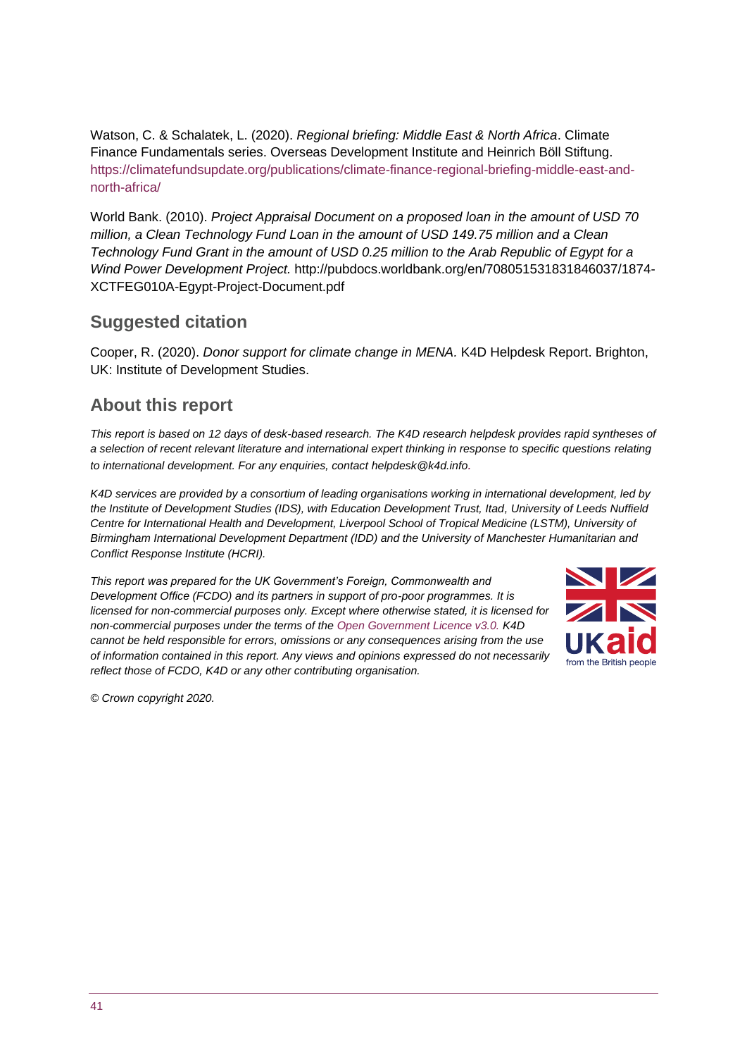Watson, C. & Schalatek, L. (2020). *Regional briefing: Middle East & North Africa*. Climate Finance Fundamentals series. Overseas Development Institute and Heinrich Böll Stiftung. https://climatefundsupdate.org/publications/climate-finance-regional-briefing-middle-east-and-north-africa/

World Bank. (2010). *Project Appraisal Document on a proposed loan in the amount of USD 70 million, a Clean Technology Fund Loan in the amount of USD 149.75 million and a Clean Technology Fund Grant in the amount of USD 0.25 million to the Arab Republic of Egypt for a Wind Power Development Project.* http://pubdocs.worldbank.org/en/708051531831846037/1874-XCTFEG010A-Egypt-Project-Document.pdf

## Suggested citation

Cooper, R. (2020). *Donor support for climate change in MENA.* K4D Helpdesk Report. Brighton, UK: Institute of Development Studies.

## About this report

*This report is based on 12 days of desk-based research. The K4D research helpdesk provides rapid syntheses of a selection of recent relevant literature and international expert thinking in response to specific questions relating to international development. For any enquiries, contact helpdesk@k4d.info.*

*K4D services are provided by a consortium of leading organisations working in international development, led by the Institute of Development Studies (IDS), with Education Development Trust, Itad, University of Leeds Nuffield Centre for International Health and Development, Liverpool School of Tropical Medicine (LSTM), University of Birmingham International Development Department (IDD) and the University of Manchester Humanitarian and Conflict Response Institute (HCRI).*

*This report was prepared for the UK Government's Foreign, Commonwealth and Development Office (FCDO) and its partners in support of pro-poor programmes. It is licensed for non-commercial purposes only. Except where otherwise stated, it is licensed for non-commercial purposes under the terms of the Open Government Licence v3.0. K4D cannot be held responsible for errors, omissions or any consequences arising from the use of information contained in this report. Any views and opinions expressed do not necessarily reflect those of FCDO, K4D or any other contributing organisation.*

UKaid from the British people

*© Crown copyright 2020.*